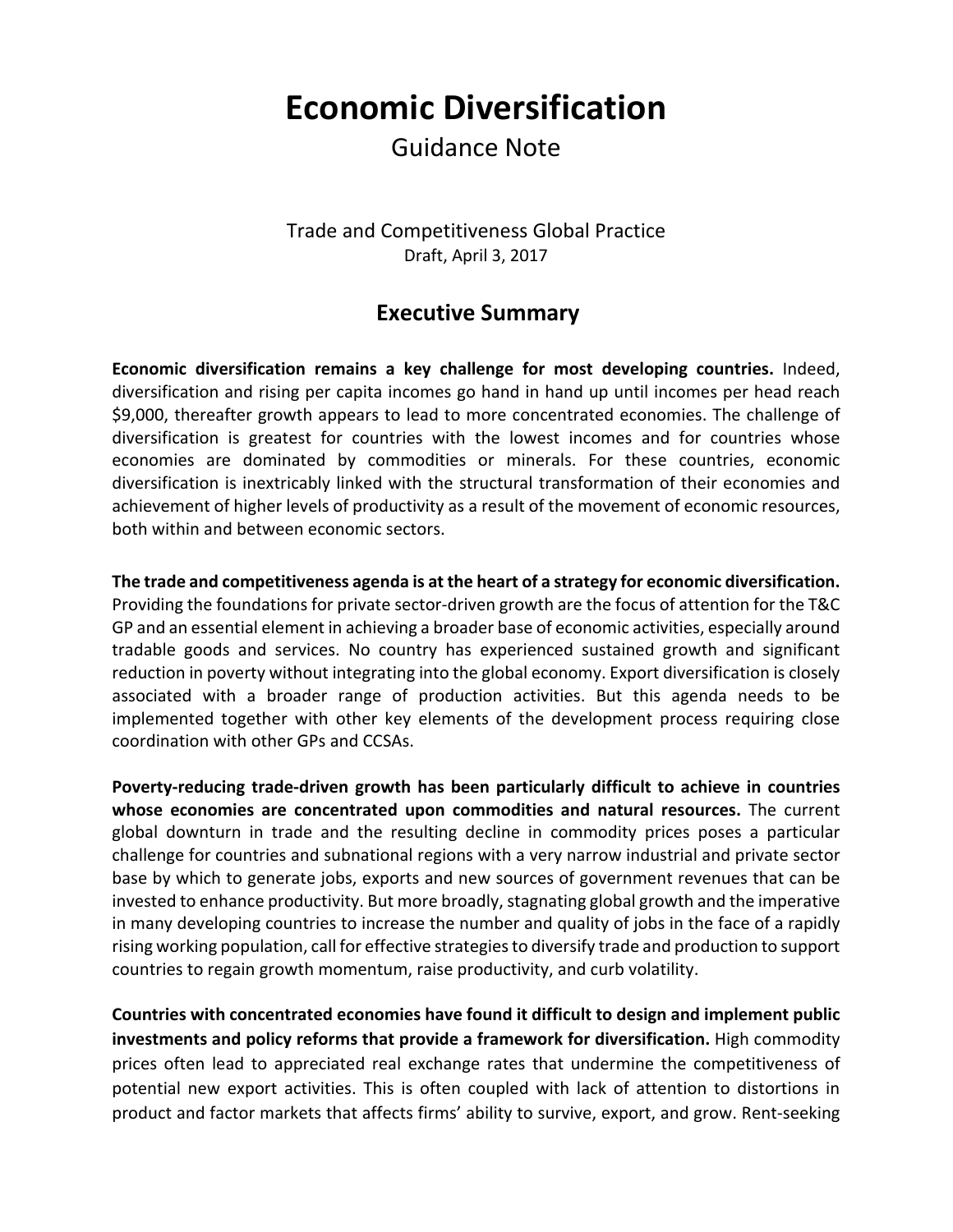# Economic Diversification

Guidance Note

Trade and Competitiveness Global Practice

Draft, April 3, 2017

## Executive Summary

**Economic diversification remains a key challenge for most developing countries.** Indeed, diversification and rising per capita incomes go hand in hand up until incomes per head reach $9,000, thereafter growth appears to lead to more concentrated economies. The challenge of diversification is greatest for countries with the lowest incomes and for countries whose economies are dominated by commodities or minerals. For these countries, economic diversification is inextricably linked with the structural transformation of their economies and achievement of higher levels of productivity as a result of the movement of economic resources, both within and between economic sectors.

**The trade and competitiveness agenda is at the heart of a strategy for economic diversification.** Providing the foundations for private sector-driven growth are the focus of attention for the T&C GP and an essential element in achieving a broader base of economic activities, especially around tradable goods and services. No country has experienced sustained growth and significant reduction in poverty without integrating into the global economy. Export diversification is closely associated with a broader range of production activities. But this agenda needs to be implemented together with other key elements of the development process requiring close coordination with other GPs and CCSAs.

**Poverty-reducing trade-driven growth has been particularly difficult to achieve in countries whose economies are concentrated upon commodities and natural resources.** The current global downturn in trade and the resulting decline in commodity prices poses a particular challenge for countries and subnational regions with a very narrow industrial and private sector base by which to generate jobs, exports and new sources of government revenues that can be invested to enhance productivity. But more broadly, stagnating global growth and the imperative in many developing countries to increase the number and quality of jobs in the face of a rapidly rising working population, call for effective strategies to diversify trade and production to support countries to regain growth momentum, raise productivity, and curb volatility.

**Countries with concentrated economies have found it difficult to design and implement public investments and policy reforms that provide a framework for diversification.** High commodity prices often lead to appreciated real exchange rates that undermine the competitiveness of potential new export activities. This is often coupled with lack of attention to distortions in product and factor markets that affects firms' ability to survive, export, and grow. Rent-seeking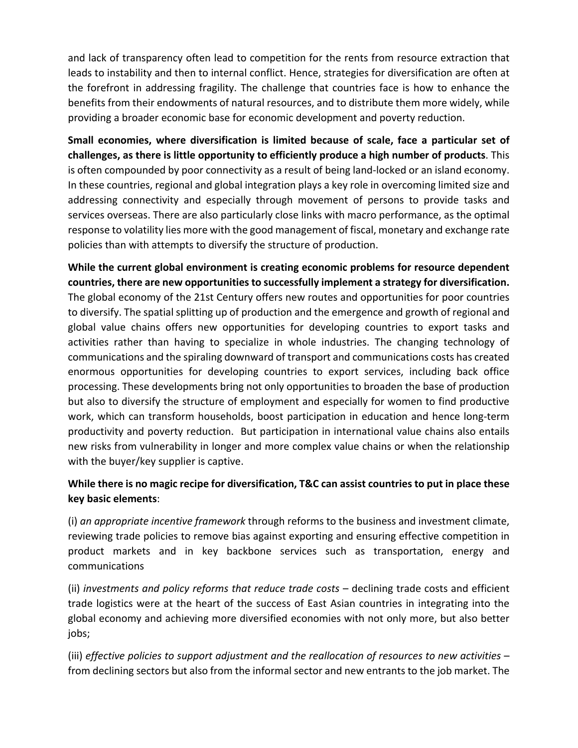and lack of transparency often lead to competition for the rents from resource extraction that leads to instability and then to internal conflict. Hence, strategies for diversification are often at the forefront in addressing fragility. The challenge that countries face is how to enhance the benefits from their endowments of natural resources, and to distribute them more widely, while providing a broader economic base for economic development and poverty reduction.

**Small economies, where diversification is limited because of scale, face a particular set of challenges, as there is little opportunity to efficiently produce a high number of products**. This is often compounded by poor connectivity as a result of being land-locked or an island economy. In these countries, regional and global integration plays a key role in overcoming limited size and addressing connectivity and especially through movement of persons to provide tasks and services overseas. There are also particularly close links with macro performance, as the optimal response to volatility lies more with the good management of fiscal, monetary and exchange rate policies than with attempts to diversify the structure of production.

**While the current global environment is creating economic problems for resource dependent countries, there are new opportunities to successfully implement a strategy for diversification.** The global economy of the 21st Century offers new routes and opportunities for poor countries to diversify. The spatial splitting up of production and the emergence and growth of regional and global value chains offers new opportunities for developing countries to export tasks and activities rather than having to specialize in whole industries. The changing technology of communications and the spiraling downward of transport and communications costs has created enormous opportunities for developing countries to export services, including back office processing. These developments bring not only opportunities to broaden the base of production but also to diversify the structure of employment and especially for women to find productive work, which can transform households, boost participation in education and hence long-term productivity and poverty reduction. But participation in international value chains also entails new risks from vulnerability in longer and more complex value chains or when the relationship with the buyer/key supplier is captive.

**While there is no magic recipe for diversification, T&C can assist countries to put in place these key basic elements**:

(i) *an appropriate incentive framework* through reforms to the business and investment climate, reviewing trade policies to remove bias against exporting and ensuring effective competition in product markets and in key backbone services such as transportation, energy and communications

(ii) *investments and policy reforms that reduce trade costs* – declining trade costs and efficient trade logistics were at the heart of the success of East Asian countries in integrating into the global economy and achieving more diversified economies with not only more, but also better jobs;

(iii) *effective policies to support adjustment and the reallocation of resources to new activities* – from declining sectors but also from the informal sector and new entrants to the job market. The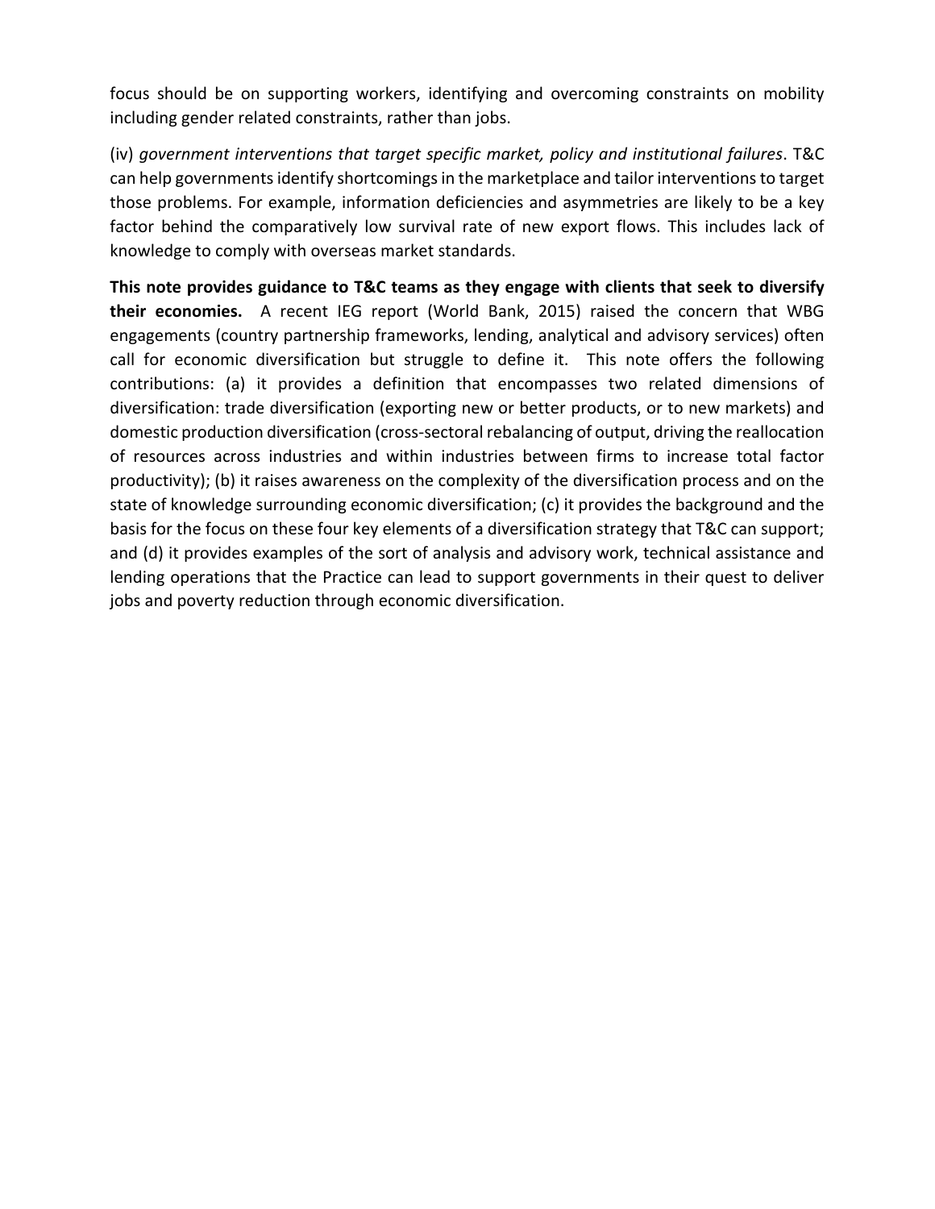focus should be on supporting workers, identifying and overcoming constraints on mobility including gender related constraints, rather than jobs.

(iv) *government interventions that target specific market, policy and institutional failures*. T&C can help governments identify shortcomings in the marketplace and tailor interventions to target those problems. For example, information deficiencies and asymmetries are likely to be a key factor behind the comparatively low survival rate of new export flows. This includes lack of knowledge to comply with overseas market standards.

**This note provides guidance to T&C teams as they engage with clients that seek to diversify their economies.** A recent IEG report (World Bank, 2015) raised the concern that WBG engagements (country partnership frameworks, lending, analytical and advisory services) often call for economic diversification but struggle to define it. This note offers the following contributions: (a) it provides a definition that encompasses two related dimensions of diversification: trade diversification (exporting new or better products, or to new markets) and domestic production diversification (cross-sectoral rebalancing of output, driving the reallocation of resources across industries and within industries between firms to increase total factor productivity); (b) it raises awareness on the complexity of the diversification process and on the state of knowledge surrounding economic diversification; (c) it provides the background and the basis for the focus on these four key elements of a diversification strategy that T&C can support; and (d) it provides examples of the sort of analysis and advisory work, technical assistance and lending operations that the Practice can lead to support governments in their quest to deliver jobs and poverty reduction through economic diversification.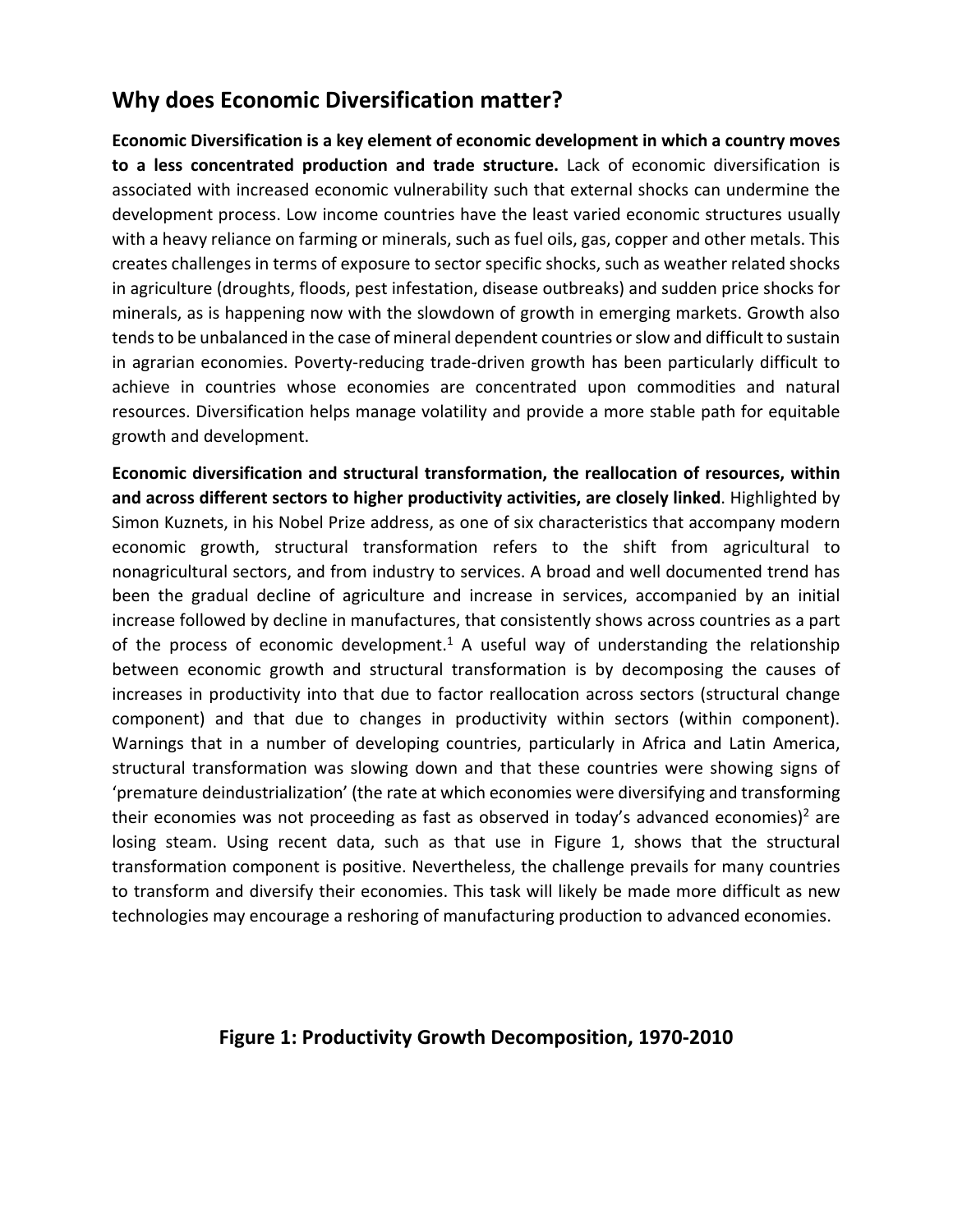## Why does Economic Diversification matter?

**Economic Diversification is a key element of economic development in which a country moves to a less concentrated production and trade structure.** Lack of economic diversification is associated with increased economic vulnerability such that external shocks can undermine the development process. Low income countries have the least varied economic structures usually with a heavy reliance on farming or minerals, such as fuel oils, gas, copper and other metals. This creates challenges in terms of exposure to sector specific shocks, such as weather related shocks in agriculture (droughts, floods, pest infestation, disease outbreaks) and sudden price shocks for minerals, as is happening now with the slowdown of growth in emerging markets. Growth also tends to be unbalanced in the case of mineral dependent countries or slow and difficult to sustain in agrarian economies. Poverty-reducing trade-driven growth has been particularly difficult to achieve in countries whose economies are concentrated upon commodities and natural resources. Diversification helps manage volatility and provide a more stable path for equitable growth and development.

**Economic diversification and structural transformation, the reallocation of resources, within and across different sectors to higher productivity activities, are closely linked**. Highlighted by Simon Kuznets, in his Nobel Prize address, as one of six characteristics that accompany modern economic growth, structural transformation refers to the shift from agricultural to nonagricultural sectors, and from industry to services. A broad and well documented trend has been the gradual decline of agriculture and increase in services, accompanied by an initial increase followed by decline in manufactures, that consistently shows across countries as a part of the process of economic development.[1] A useful way of understanding the relationship between economic growth and structural transformation is by decomposing the causes of increases in productivity into that due to factor reallocation across sectors (structural change component) and that due to changes in productivity within sectors (within component). Warnings that in a number of developing countries, particularly in Africa and Latin America, structural transformation was slowing down and that these countries were showing signs of 'premature deindustrialization' (the rate at which economies were diversifying and transforming their economies was not proceeding as fast as observed in today's advanced economies)[2] are losing steam. Using recent data, such as that use in Figure 1, shows that the structural transformation component is positive. Nevertheless, the challenge prevails for many countries to transform and diversify their economies. This task will likely be made more difficult as new technologies may encourage a reshoring of manufacturing production to advanced economies.

**Figure 1: Productivity Growth Decomposition, 1970-2010**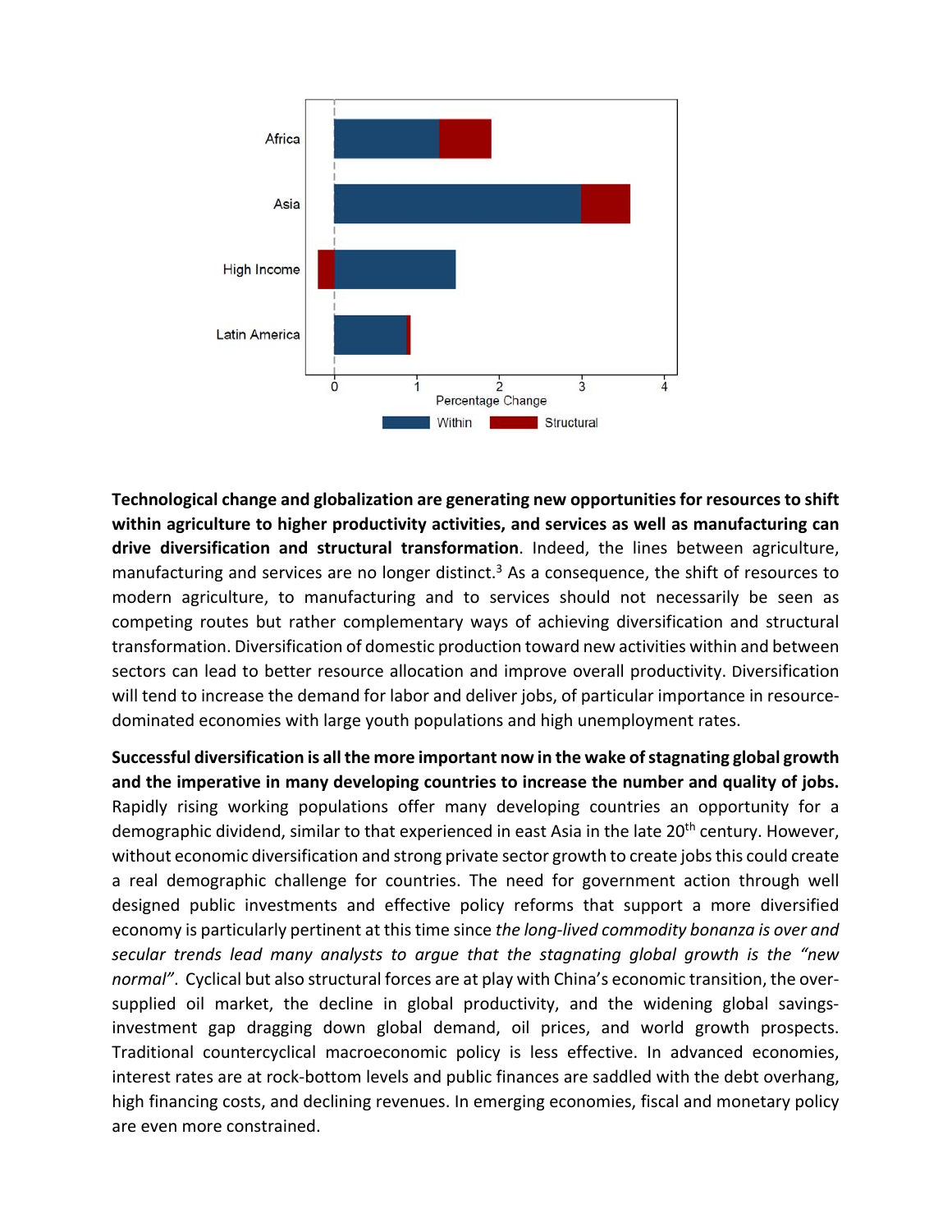**Technological change and globalization are generating new opportunities for resources to shift within agriculture to higher productivity activities, and services as well as manufacturing can drive diversification and structural transformation**. Indeed, the lines between agriculture, manufacturing and services are no longer distinct.[3] As a consequence, the shift of resources to modern agriculture, to manufacturing and to services should not necessarily be seen as competing routes but rather complementary ways of achieving diversification and structural transformation. Diversification of domestic production toward new activities within and between sectors can lead to better resource allocation and improve overall productivity. Diversification will tend to increase the demand for labor and deliver jobs, of particular importance in resource-dominated economies with large youth populations and high unemployment rates.

**Successful diversification is all the more important now in the wake of stagnating global growth and the imperative in many developing countries to increase the number and quality of jobs.** Rapidly rising working populations offer many developing countries an opportunity for a demographic dividend, similar to that experienced in east Asia in the late 20th century. However, without economic diversification and strong private sector growth to create jobs this could create a real demographic challenge for countries. The need for government action through well designed public investments and effective policy reforms that support a more diversified economy is particularly pertinent at this time since *the long-lived commodity bonanza is over and secular trends lead many analysts to argue that the stagnating global growth is the "new normal"*. Cyclical but also structural forces are at play with China's economic transition, the over-supplied oil market, the decline in global productivity, and the widening global savings-investment gap dragging down global demand, oil prices, and world growth prospects. Traditional countercyclical macroeconomic policy is less effective. In advanced economies, interest rates are at rock-bottom levels and public finances are saddled with the debt overhang, high financing costs, and declining revenues. In emerging economies, fiscal and monetary policy are even more constrained.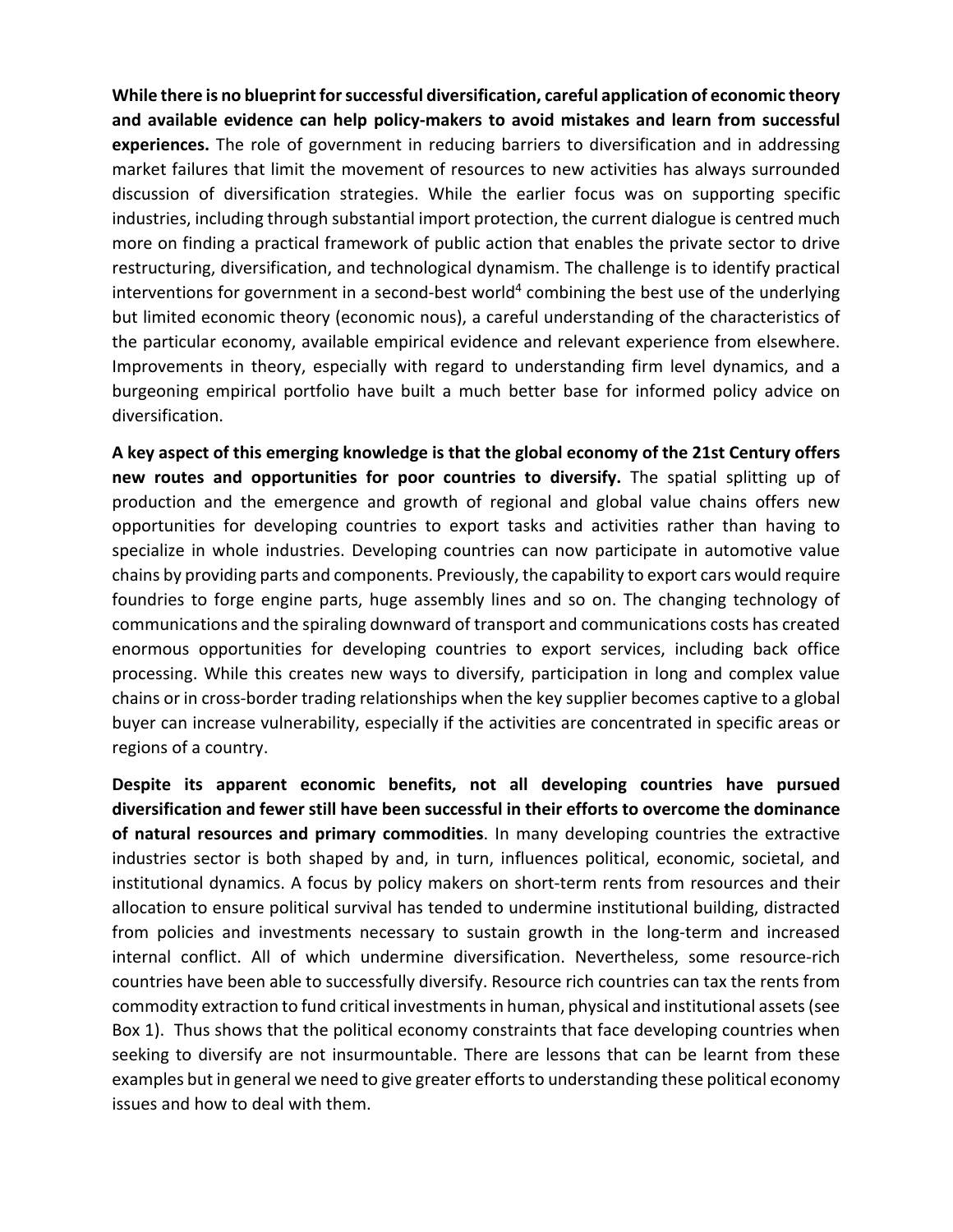**While there is no blueprint for successful diversification, careful application of economic theory and available evidence can help policy-makers to avoid mistakes and learn from successful experiences.** The role of government in reducing barriers to diversification and in addressing market failures that limit the movement of resources to new activities has always surrounded discussion of diversification strategies. While the earlier focus was on supporting specific industries, including through substantial import protection, the current dialogue is centred much more on finding a practical framework of public action that enables the private sector to drive restructuring, diversification, and technological dynamism. The challenge is to identify practical interventions for government in a second-best world[4] combining the best use of the underlying but limited economic theory (economic nous), a careful understanding of the characteristics of the particular economy, available empirical evidence and relevant experience from elsewhere. Improvements in theory, especially with regard to understanding firm level dynamics, and a burgeoning empirical portfolio have built a much better base for informed policy advice on diversification.

**A key aspect of this emerging knowledge is that the global economy of the 21st Century offers new routes and opportunities for poor countries to diversify.** The spatial splitting up of production and the emergence and growth of regional and global value chains offers new opportunities for developing countries to export tasks and activities rather than having to specialize in whole industries. Developing countries can now participate in automotive value chains by providing parts and components. Previously, the capability to export cars would require foundries to forge engine parts, huge assembly lines and so on. The changing technology of communications and the spiraling downward of transport and communications costs has created enormous opportunities for developing countries to export services, including back office processing. While this creates new ways to diversify, participation in long and complex value chains or in cross-border trading relationships when the key supplier becomes captive to a global buyer can increase vulnerability, especially if the activities are concentrated in specific areas or regions of a country.

**Despite its apparent economic benefits, not all developing countries have pursued diversification and fewer still have been successful in their efforts to overcome the dominance of natural resources and primary commodities**. In many developing countries the extractive industries sector is both shaped by and, in turn, influences political, economic, societal, and institutional dynamics. A focus by policy makers on short-term rents from resources and their allocation to ensure political survival has tended to undermine institutional building, distracted from policies and investments necessary to sustain growth in the long-term and increased internal conflict. All of which undermine diversification. Nevertheless, some resource-rich countries have been able to successfully diversify. Resource rich countries can tax the rents from commodity extraction to fund critical investments in human, physical and institutional assets (see Box 1). Thus shows that the political economy constraints that face developing countries when seeking to diversify are not insurmountable. There are lessons that can be learnt from these examples but in general we need to give greater efforts to understanding these political economy issues and how to deal with them.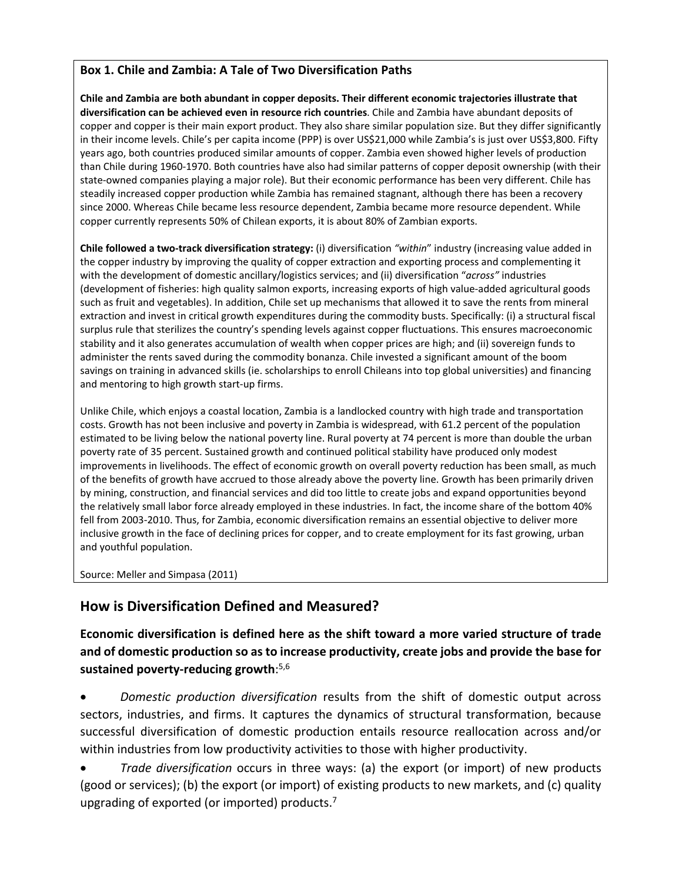**Box 1. Chile and Zambia: A Tale of Two Diversification Paths**

**Chile and Zambia are both abundant in copper deposits. Their different economic trajectories illustrate that diversification can be achieved even in resource rich countries**. Chile and Zambia have abundant deposits of copper and copper is their main export product. They also share similar population size. But they differ significantly in their income levels. Chile's per capita income (PPP) is over US$21,000 while Zambia's is just over US$3,800. Fifty years ago, both countries produced similar amounts of copper. Zambia even showed higher levels of production than Chile during 1960-1970. Both countries have also had similar patterns of copper deposit ownership (with their state-owned companies playing a major role). But their economic performance has been very different. Chile has steadily increased copper production while Zambia has remained stagnant, although there has been a recovery since 2000. Whereas Chile became less resource dependent, Zambia became more resource dependent. While copper currently represents 50% of Chilean exports, it is about 80% of Zambian exports.

**Chile followed a two-track diversification strategy:** (i) diversification *"within"* industry (increasing value added in the copper industry by improving the quality of copper extraction and exporting process and complementing it with the development of domestic ancillary/logistics services; and (ii) diversification "*across"* industries (development of fisheries: high quality salmon exports, increasing exports of high value-added agricultural goods such as fruit and vegetables). In addition, Chile set up mechanisms that allowed it to save the rents from mineral extraction and invest in critical growth expenditures during the commodity busts. Specifically: (i) a structural fiscal surplus rule that sterilizes the country's spending levels against copper fluctuations. This ensures macroeconomic stability and it also generates accumulation of wealth when copper prices are high; and (ii) sovereign funds to administer the rents saved during the commodity bonanza. Chile invested a significant amount of the boom savings on training in advanced skills (ie. scholarships to enroll Chileans into top global universities) and financing and mentoring to high growth start-up firms.

Unlike Chile, which enjoys a coastal location, Zambia is a landlocked country with high trade and transportation costs. Growth has not been inclusive and poverty in Zambia is widespread, with 61.2 percent of the population estimated to be living below the national poverty line. Rural poverty at 74 percent is more than double the urban poverty rate of 35 percent. Sustained growth and continued political stability have produced only modest improvements in livelihoods. The effect of economic growth on overall poverty reduction has been small, as much of the benefits of growth have accrued to those already above the poverty line. Growth has been primarily driven by mining, construction, and financial services and did too little to create jobs and expand opportunities beyond the relatively small labor force already employed in these industries. In fact, the income share of the bottom 40% fell from 2003-2010. Thus, for Zambia, economic diversification remains an essential objective to deliver more inclusive growth in the face of declining prices for copper, and to create employment for its fast growing, urban and youthful population.

Source: Meller and Simpasa (2011)

## How is Diversification Defined and Measured?

### Economic diversification is defined here as the shift toward a more varied structure of trade and of domestic production so as to increase productivity, create jobs and provide the base for sustained poverty-reducing growth:[5,6]

- *Domestic production diversification* results from the shift of domestic output across sectors, industries, and firms. It captures the dynamics of structural transformation, because successful diversification of domestic production entails resource reallocation across and/or within industries from low productivity activities to those with higher productivity.
- *Trade diversification* occurs in three ways: (a) the export (or import) of new products (good or services); (b) the export (or import) of existing products to new markets, and (c) quality upgrading of exported (or imported) products.[7]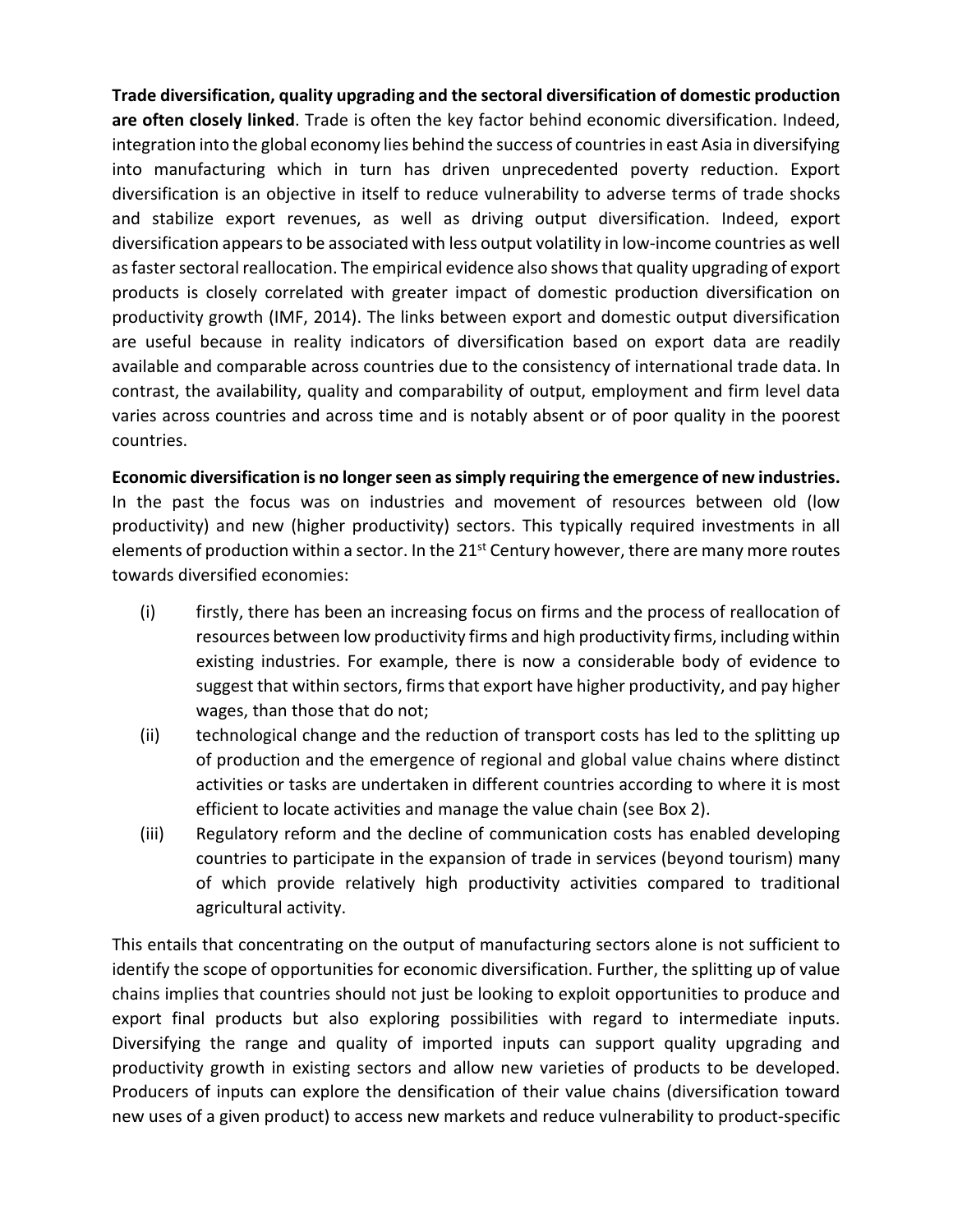**Trade diversification, quality upgrading and the sectoral diversification of domestic production are often closely linked**. Trade is often the key factor behind economic diversification. Indeed, integration into the global economy lies behind the success of countries in east Asia in diversifying into manufacturing which in turn has driven unprecedented poverty reduction. Export diversification is an objective in itself to reduce vulnerability to adverse terms of trade shocks and stabilize export revenues, as well as driving output diversification. Indeed, export diversification appears to be associated with less output volatility in low-income countries as well as faster sectoral reallocation. The empirical evidence also shows that quality upgrading of export products is closely correlated with greater impact of domestic production diversification on productivity growth (IMF, 2014). The links between export and domestic output diversification are useful because in reality indicators of diversification based on export data are readily available and comparable across countries due to the consistency of international trade data. In contrast, the availability, quality and comparability of output, employment and firm level data varies across countries and across time and is notably absent or of poor quality in the poorest countries.

**Economic diversification is no longer seen as simply requiring the emergence of new industries.** In the past the focus was on industries and movement of resources between old (low productivity) and new (higher productivity) sectors. This typically required investments in all elements of production within a sector. In the 21st Century however, there are many more routes towards diversified economies:

(i) firstly, there has been an increasing focus on firms and the process of reallocation of resources between low productivity firms and high productivity firms, including within existing industries. For example, there is now a considerable body of evidence to suggest that within sectors, firms that export have higher productivity, and pay higher wages, than those that do not;

(ii) technological change and the reduction of transport costs has led to the splitting up of production and the emergence of regional and global value chains where distinct activities or tasks are undertaken in different countries according to where it is most efficient to locate activities and manage the value chain (see Box 2).

(iii) Regulatory reform and the decline of communication costs has enabled developing countries to participate in the expansion of trade in services (beyond tourism) many of which provide relatively high productivity activities compared to traditional agricultural activity.

This entails that concentrating on the output of manufacturing sectors alone is not sufficient to identify the scope of opportunities for economic diversification. Further, the splitting up of value chains implies that countries should not just be looking to exploit opportunities to produce and export final products but also exploring possibilities with regard to intermediate inputs. Diversifying the range and quality of imported inputs can support quality upgrading and productivity growth in existing sectors and allow new varieties of products to be developed. Producers of inputs can explore the densification of their value chains (diversification toward new uses of a given product) to access new markets and reduce vulnerability to product-specific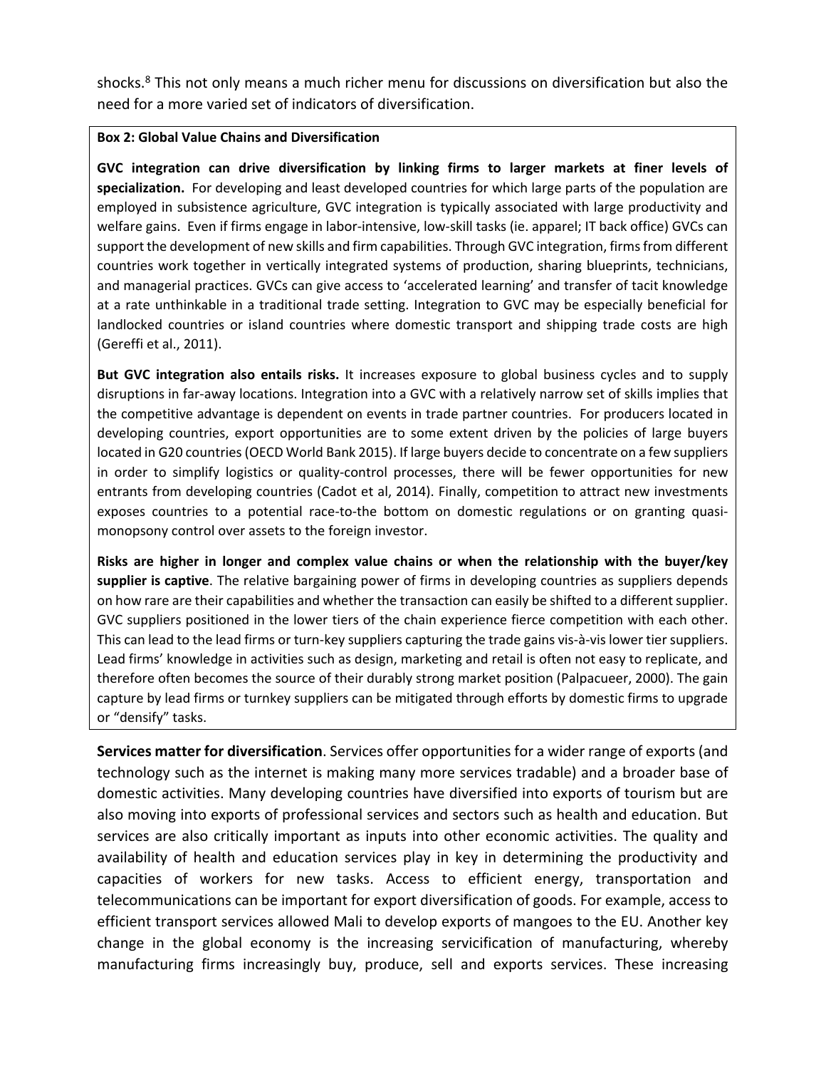shocks.[8] This not only means a much richer menu for discussions on diversification but also the need for a more varied set of indicators of diversification.

**Box 2: Global Value Chains and Diversification**

**GVC integration can drive diversification by linking firms to larger markets at finer levels of specialization.** For developing and least developed countries for which large parts of the population are employed in subsistence agriculture, GVC integration is typically associated with large productivity and welfare gains. Even if firms engage in labor-intensive, low-skill tasks (ie. apparel; IT back office) GVCs can support the development of new skills and firm capabilities. Through GVC integration, firms from different countries work together in vertically integrated systems of production, sharing blueprints, technicians, and managerial practices. GVCs can give access to 'accelerated learning' and transfer of tacit knowledge at a rate unthinkable in a traditional trade setting. Integration to GVC may be especially beneficial for landlocked countries or island countries where domestic transport and shipping trade costs are high (Gereffi et al., 2011).

**But GVC integration also entails risks.** It increases exposure to global business cycles and to supply disruptions in far-away locations. Integration into a GVC with a relatively narrow set of skills implies that the competitive advantage is dependent on events in trade partner countries. For producers located in developing countries, export opportunities are to some extent driven by the policies of large buyers located in G20 countries (OECD World Bank 2015). If large buyers decide to concentrate on a few suppliers in order to simplify logistics or quality-control processes, there will be fewer opportunities for new entrants from developing countries (Cadot et al, 2014). Finally, competition to attract new investments exposes countries to a potential race-to-the bottom on domestic regulations or on granting quasi-monopsony control over assets to the foreign investor.

**Risks are higher in longer and complex value chains or when the relationship with the buyer/key supplier is captive**. The relative bargaining power of firms in developing countries as suppliers depends on how rare are their capabilities and whether the transaction can easily be shifted to a different supplier. GVC suppliers positioned in the lower tiers of the chain experience fierce competition with each other. This can lead to the lead firms or turn-key suppliers capturing the trade gains vis-à-vis lower tier suppliers. Lead firms' knowledge in activities such as design, marketing and retail is often not easy to replicate, and therefore often becomes the source of their durably strong market position (Palpacueer, 2000). The gain capture by lead firms or turnkey suppliers can be mitigated through efforts by domestic firms to upgrade or "densify" tasks.

**Services matter for diversification**. Services offer opportunities for a wider range of exports (and technology such as the internet is making many more services tradable) and a broader base of domestic activities. Many developing countries have diversified into exports of tourism but are also moving into exports of professional services and sectors such as health and education. But services are also critically important as inputs into other economic activities. The quality and availability of health and education services play in key in determining the productivity and capacities of workers for new tasks. Access to efficient energy, transportation and telecommunications can be important for export diversification of goods. For example, access to efficient transport services allowed Mali to develop exports of mangoes to the EU. Another key change in the global economy is the increasing servicification of manufacturing, whereby manufacturing firms increasingly buy, produce, sell and exports services. These increasing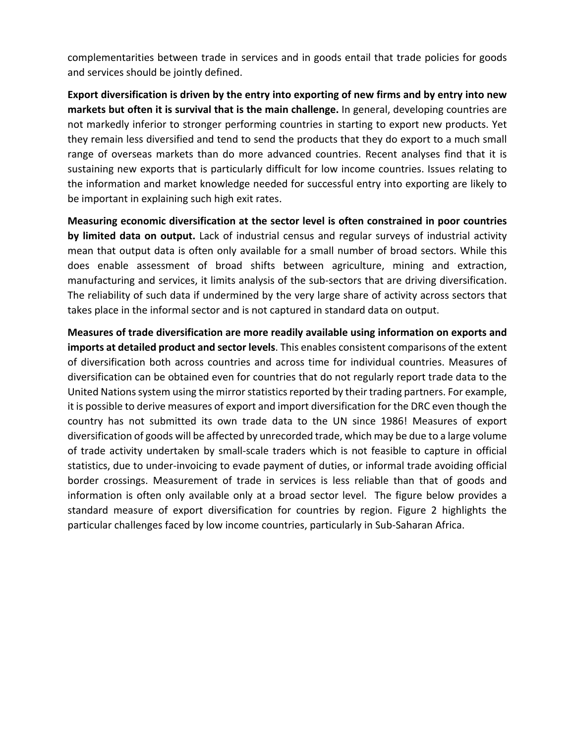complementarities between trade in services and in goods entail that trade policies for goods and services should be jointly defined.

**Export diversification is driven by the entry into exporting of new firms and by entry into new markets but often it is survival that is the main challenge.** In general, developing countries are not markedly inferior to stronger performing countries in starting to export new products. Yet they remain less diversified and tend to send the products that they do export to a much small range of overseas markets than do more advanced countries. Recent analyses find that it is sustaining new exports that is particularly difficult for low income countries. Issues relating to the information and market knowledge needed for successful entry into exporting are likely to be important in explaining such high exit rates.

**Measuring economic diversification at the sector level is often constrained in poor countries by limited data on output.** Lack of industrial census and regular surveys of industrial activity mean that output data is often only available for a small number of broad sectors. While this does enable assessment of broad shifts between agriculture, mining and extraction, manufacturing and services, it limits analysis of the sub-sectors that are driving diversification. The reliability of such data if undermined by the very large share of activity across sectors that takes place in the informal sector and is not captured in standard data on output.

**Measures of trade diversification are more readily available using information on exports and imports at detailed product and sector levels**. This enables consistent comparisons of the extent of diversification both across countries and across time for individual countries. Measures of diversification can be obtained even for countries that do not regularly report trade data to the United Nations system using the mirror statistics reported by their trading partners. For example, it is possible to derive measures of export and import diversification for the DRC even though the country has not submitted its own trade data to the UN since 1986! Measures of export diversification of goods will be affected by unrecorded trade, which may be due to a large volume of trade activity undertaken by small-scale traders which is not feasible to capture in official statistics, due to under-invoicing to evade payment of duties, or informal trade avoiding official border crossings. Measurement of trade in services is less reliable than that of goods and information is often only available only at a broad sector level. The figure below provides a standard measure of export diversification for countries by region. Figure 2 highlights the particular challenges faced by low income countries, particularly in Sub-Saharan Africa.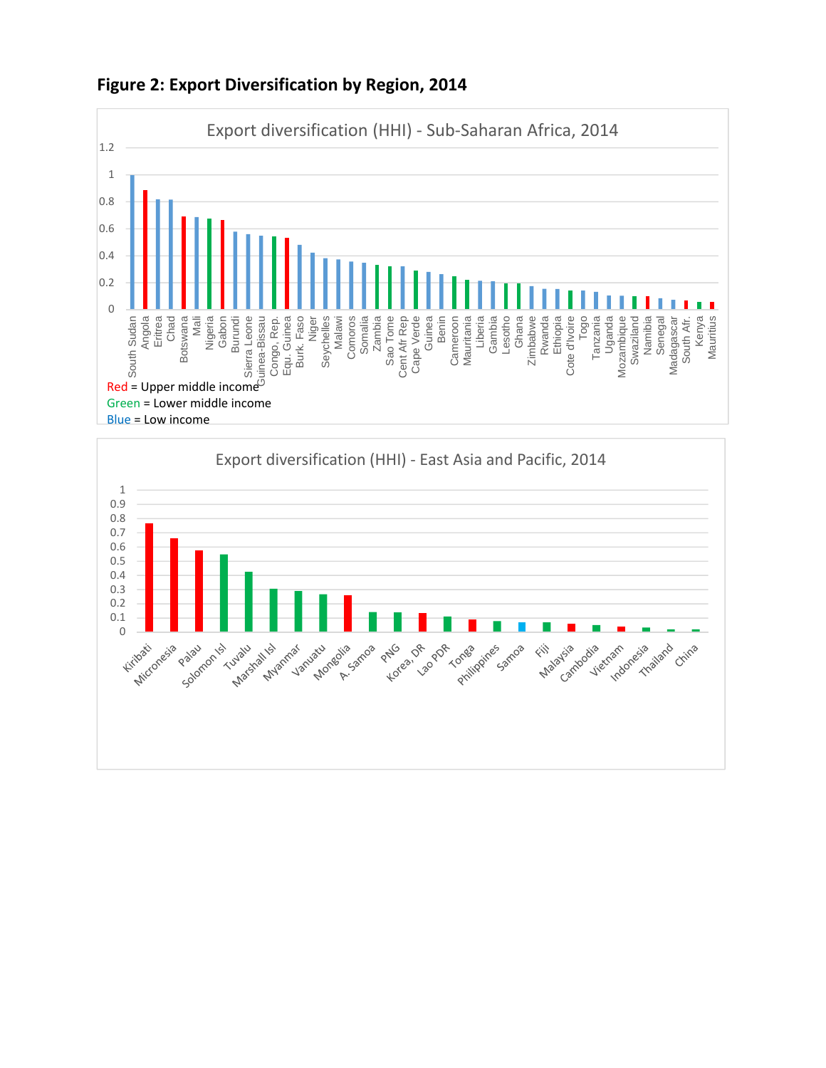**Figure 2: Export Diversification by Region, 2014**

Export diversification (HHI) - Sub-Saharan Africa, 2014

Red = Upper middle income
Green = Lower middle income
Blue = Low income

Export diversification (HHI) - East Asia and Pacific, 2014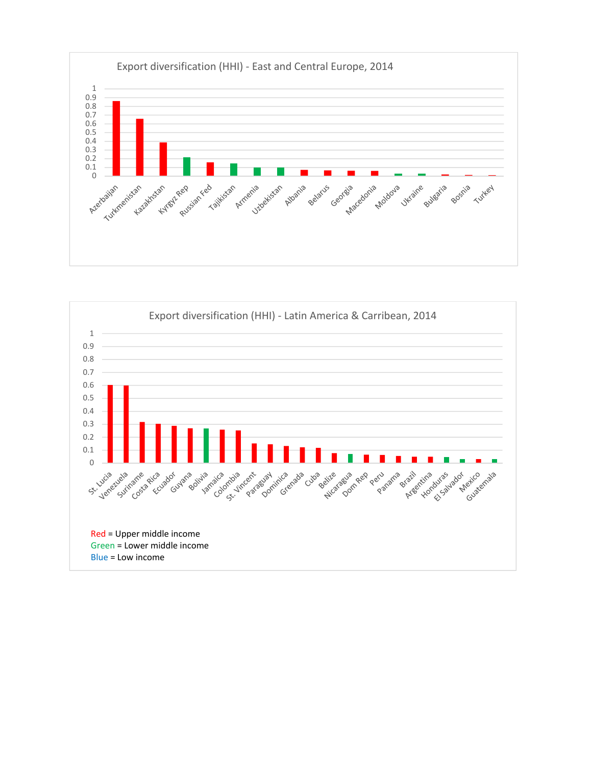Export diversification (HHI) - East and Central Europe, 2014

Export diversification (HHI) - Latin America & Carribean, 2014

Red = Upper middle income
Green = Lower middle income
Blue = Low income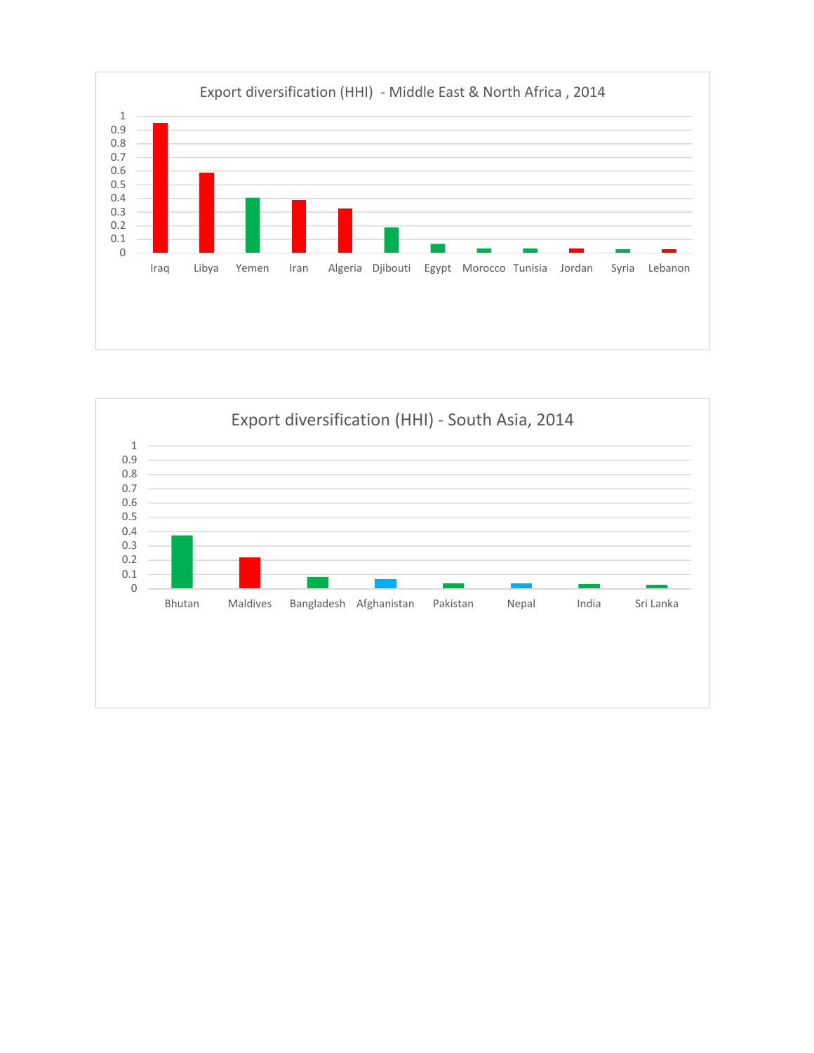Export diversification (HHI) - Middle East & North Africa , 2014

1
0.9
0.8
0.7
0.6
0.5
0.4
0.3
0.2
0.1
0

Iraq Libya Yemen Iran Algeria Djibouti Egypt Morocco Tunisia Jordan Syria Lebanon

Export diversification (HHI) - South Asia, 2014

1
0.9
0.8
0.7
0.6
0.5
0.4
0.3
0.2
0.1
0

Bhutan Maldives Bangladesh Afghanistan Pakistan Nepal India Sri Lanka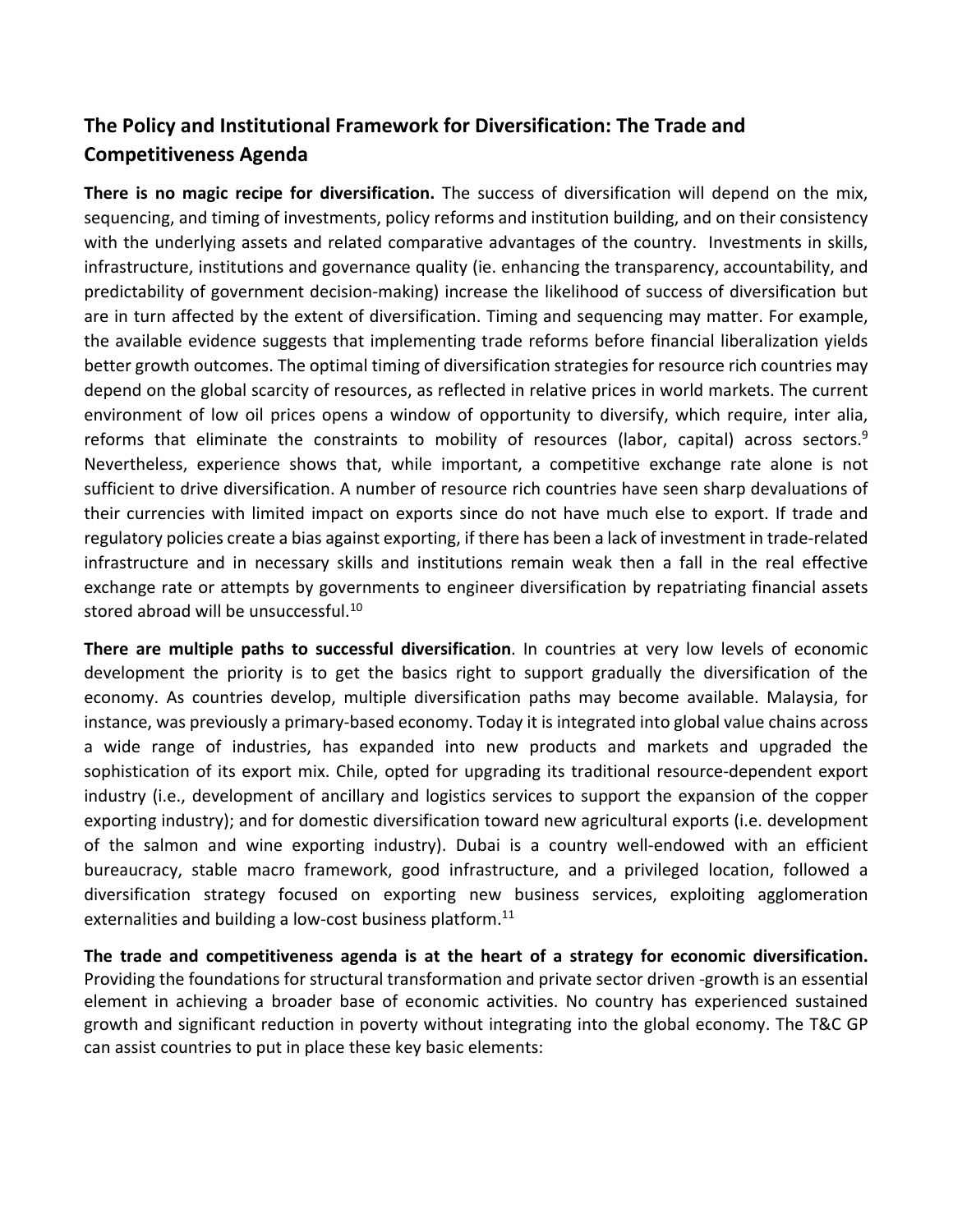## The Policy and Institutional Framework for Diversification: The Trade and Competitiveness Agenda

**There is no magic recipe for diversification.** The success of diversification will depend on the mix, sequencing, and timing of investments, policy reforms and institution building, and on their consistency with the underlying assets and related comparative advantages of the country. Investments in skills, infrastructure, institutions and governance quality (ie. enhancing the transparency, accountability, and predictability of government decision-making) increase the likelihood of success of diversification but are in turn affected by the extent of diversification. Timing and sequencing may matter. For example, the available evidence suggests that implementing trade reforms before financial liberalization yields better growth outcomes. The optimal timing of diversification strategies for resource rich countries may depend on the global scarcity of resources, as reflected in relative prices in world markets. The current environment of low oil prices opens a window of opportunity to diversify, which require, inter alia, reforms that eliminate the constraints to mobility of resources (labor, capital) across sectors.[9] Nevertheless, experience shows that, while important, a competitive exchange rate alone is not sufficient to drive diversification. A number of resource rich countries have seen sharp devaluations of their currencies with limited impact on exports since do not have much else to export. If trade and regulatory policies create a bias against exporting, if there has been a lack of investment in trade-related infrastructure and in necessary skills and institutions remain weak then a fall in the real effective exchange rate or attempts by governments to engineer diversification by repatriating financial assets stored abroad will be unsuccessful.[10]

**There are multiple paths to successful diversification**. In countries at very low levels of economic development the priority is to get the basics right to support gradually the diversification of the economy. As countries develop, multiple diversification paths may become available. Malaysia, for instance, was previously a primary-based economy. Today it is integrated into global value chains across a wide range of industries, has expanded into new products and markets and upgraded the sophistication of its export mix. Chile, opted for upgrading its traditional resource-dependent export industry (i.e., development of ancillary and logistics services to support the expansion of the copper exporting industry); and for domestic diversification toward new agricultural exports (i.e. development of the salmon and wine exporting industry). Dubai is a country well-endowed with an efficient bureaucracy, stable macro framework, good infrastructure, and a privileged location, followed a diversification strategy focused on exporting new business services, exploiting agglomeration externalities and building a low-cost business platform.[11]

**The trade and competitiveness agenda is at the heart of a strategy for economic diversification.** Providing the foundations for structural transformation and private sector driven -growth is an essential element in achieving a broader base of economic activities. No country has experienced sustained growth and significant reduction in poverty without integrating into the global economy. The T&C GP can assist countries to put in place these key basic elements: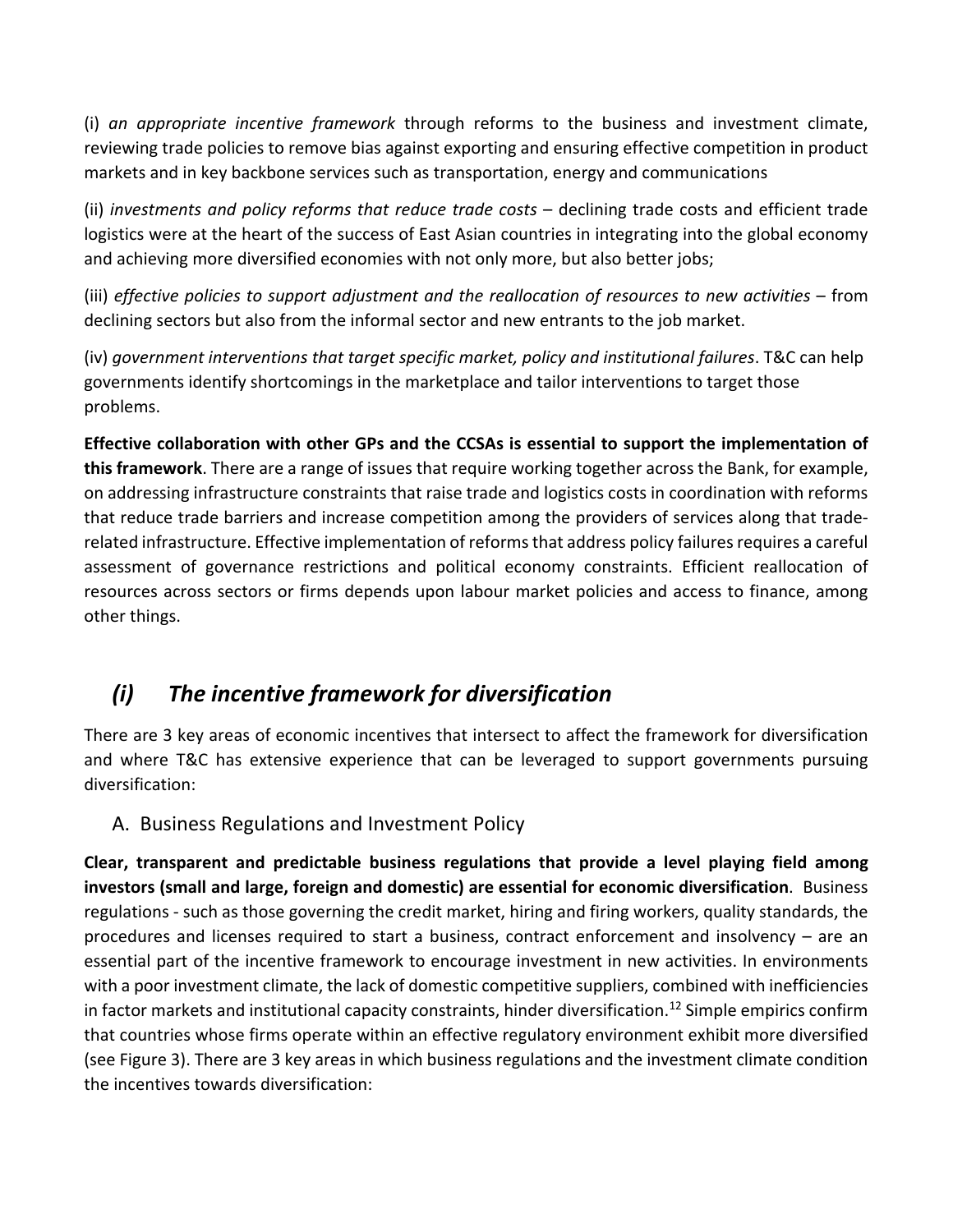(i) *an appropriate incentive framework* through reforms to the business and investment climate, reviewing trade policies to remove bias against exporting and ensuring effective competition in product markets and in key backbone services such as transportation, energy and communications

(ii) *investments and policy reforms that reduce trade costs* – declining trade costs and efficient trade logistics were at the heart of the success of East Asian countries in integrating into the global economy and achieving more diversified economies with not only more, but also better jobs;

(iii) *effective policies to support adjustment and the reallocation of resources to new activities* – from declining sectors but also from the informal sector and new entrants to the job market.

(iv) *government interventions that target specific market, policy and institutional failures*. T&C can help governments identify shortcomings in the marketplace and tailor interventions to target those problems.

**Effective collaboration with other GPs and the CCSAs is essential to support the implementation of this framework**. There are a range of issues that require working together across the Bank, for example, on addressing infrastructure constraints that raise trade and logistics costs in coordination with reforms that reduce trade barriers and increase competition among the providers of services along that trade-related infrastructure. Effective implementation of reforms that address policy failures requires a careful assessment of governance restrictions and political economy constraints. Efficient reallocation of resources across sectors or firms depends upon labour market policies and access to finance, among other things.

## *(i) The incentive framework for diversification*

There are 3 key areas of economic incentives that intersect to affect the framework for diversification and where T&C has extensive experience that can be leveraged to support governments pursuing diversification:

### A. Business Regulations and Investment Policy

**Clear, transparent and predictable business regulations that provide a level playing field among investors (small and large, foreign and domestic) are essential for economic diversification**. Business regulations - such as those governing the credit market, hiring and firing workers, quality standards, the procedures and licenses required to start a business, contract enforcement and insolvency – are an essential part of the incentive framework to encourage investment in new activities. In environments with a poor investment climate, the lack of domestic competitive suppliers, combined with inefficiencies in factor markets and institutional capacity constraints, hinder diversification.[12] Simple empirics confirm that countries whose firms operate within an effective regulatory environment exhibit more diversified (see Figure 3). There are 3 key areas in which business regulations and the investment climate condition the incentives towards diversification: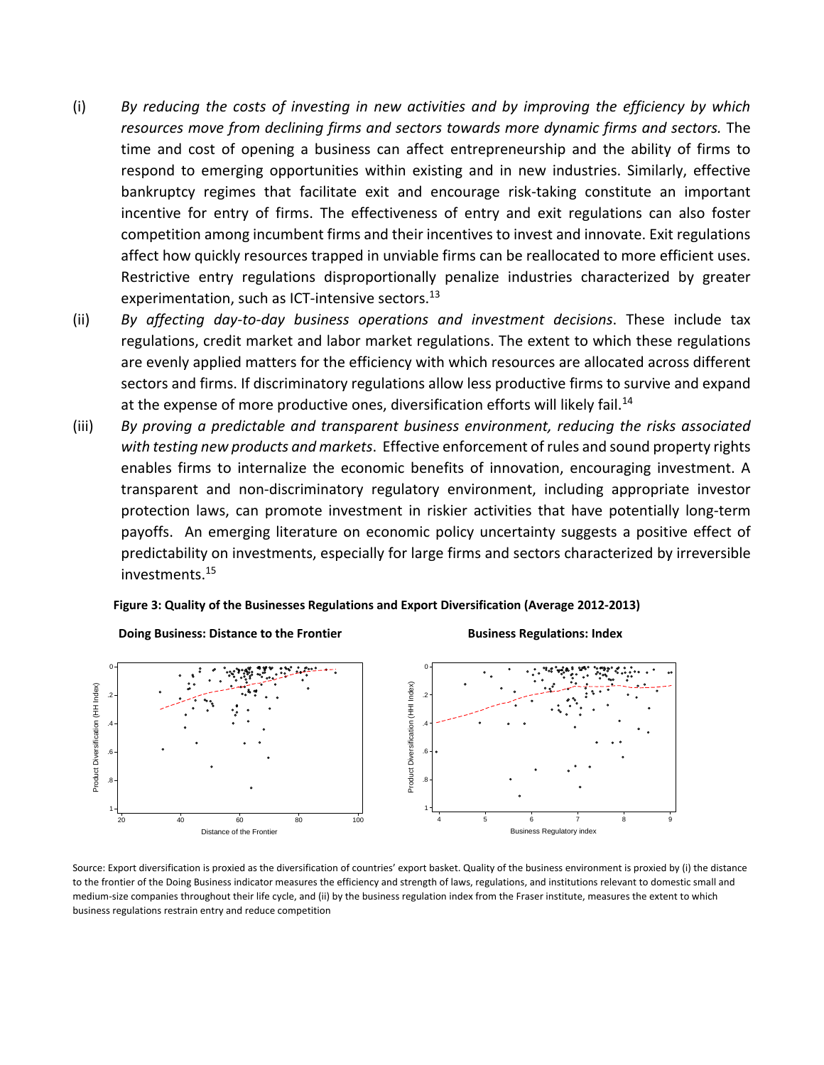(i) *By reducing the costs of investing in new activities and by improving the efficiency by which resources move from declining firms and sectors towards more dynamic firms and sectors.* The time and cost of opening a business can affect entrepreneurship and the ability of firms to respond to emerging opportunities within existing and in new industries. Similarly, effective bankruptcy regimes that facilitate exit and encourage risk-taking constitute an important incentive for entry of firms. The effectiveness of entry and exit regulations can also foster competition among incumbent firms and their incentives to invest and innovate. Exit regulations affect how quickly resources trapped in unviable firms can be reallocated to more efficient uses. Restrictive entry regulations disproportionally penalize industries characterized by greater experimentation, such as ICT-intensive sectors.[13]

(ii) *By affecting day-to-day business operations and investment decisions*. These include tax regulations, credit market and labor market regulations. The extent to which these regulations are evenly applied matters for the efficiency with which resources are allocated across different sectors and firms. If discriminatory regulations allow less productive firms to survive and expand at the expense of more productive ones, diversification efforts will likely fail.[14]

(iii) *By proving a predictable and transparent business environment, reducing the risks associated with testing new products and markets*. Effective enforcement of rules and sound property rights enables firms to internalize the economic benefits of innovation, encouraging investment. A transparent and non-discriminatory regulatory environment, including appropriate investor protection laws, can promote investment in riskier activities that have potentially long-term payoffs. An emerging literature on economic policy uncertainty suggests a positive effect of predictability on investments, especially for large firms and sectors characterized by irreversible investments.[15]

**Figure 3: Quality of the Businesses Regulations and Export Diversification (Average 2012-2013)**

**Doing Business: Distance to the Frontier** | **Business Regulations: Index**

Source: Export diversification is proxied as the diversification of countries' export basket. Quality of the business environment is proxied by (i) the distance to the frontier of the Doing Business indicator measures the efficiency and strength of laws, regulations, and institutions relevant to domestic small and medium-size companies throughout their life cycle, and (ii) by the business regulation index from the Fraser institute, measures the extent to which business regulations restrain entry and reduce competition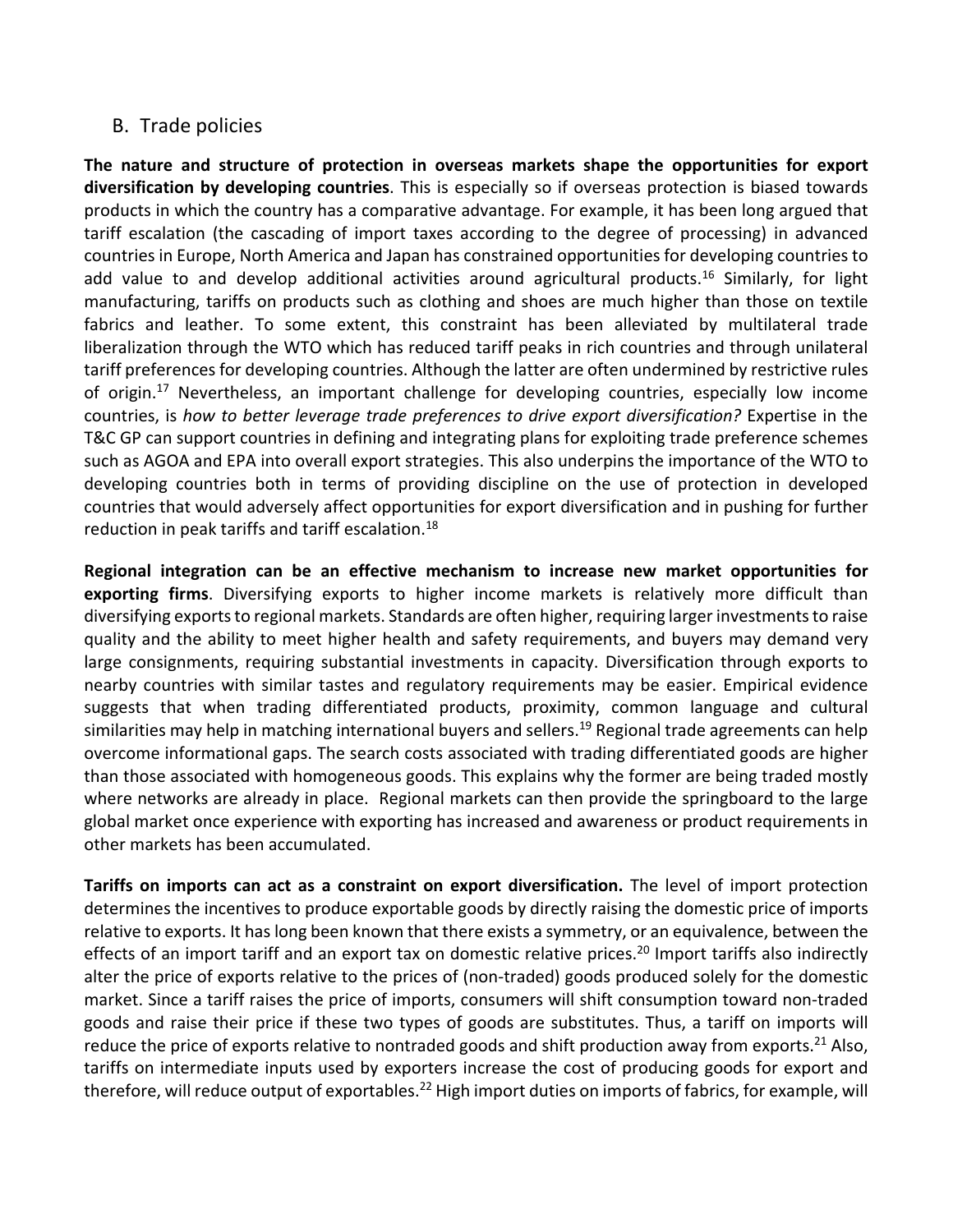## B. Trade policies

**The nature and structure of protection in overseas markets shape the opportunities for export diversification by developing countries**. This is especially so if overseas protection is biased towards products in which the country has a comparative advantage. For example, it has been long argued that tariff escalation (the cascading of import taxes according to the degree of processing) in advanced countries in Europe, North America and Japan has constrained opportunities for developing countries to add value to and develop additional activities around agricultural products.[16] Similarly, for light manufacturing, tariffs on products such as clothing and shoes are much higher than those on textile fabrics and leather. To some extent, this constraint has been alleviated by multilateral trade liberalization through the WTO which has reduced tariff peaks in rich countries and through unilateral tariff preferences for developing countries. Although the latter are often undermined by restrictive rules of origin.[17] Nevertheless, an important challenge for developing countries, especially low income countries, is *how to better leverage trade preferences to drive export diversification?* Expertise in the T&C GP can support countries in defining and integrating plans for exploiting trade preference schemes such as AGOA and EPA into overall export strategies. This also underpins the importance of the WTO to developing countries both in terms of providing discipline on the use of protection in developed countries that would adversely affect opportunities for export diversification and in pushing for further reduction in peak tariffs and tariff escalation.[18]

**Regional integration can be an effective mechanism to increase new market opportunities for exporting firms**. Diversifying exports to higher income markets is relatively more difficult than diversifying exports to regional markets. Standards are often higher, requiring larger investments to raise quality and the ability to meet higher health and safety requirements, and buyers may demand very large consignments, requiring substantial investments in capacity. Diversification through exports to nearby countries with similar tastes and regulatory requirements may be easier. Empirical evidence suggests that when trading differentiated products, proximity, common language and cultural similarities may help in matching international buyers and sellers.[19] Regional trade agreements can help overcome informational gaps. The search costs associated with trading differentiated goods are higher than those associated with homogeneous goods. This explains why the former are being traded mostly where networks are already in place. Regional markets can then provide the springboard to the large global market once experience with exporting has increased and awareness or product requirements in other markets has been accumulated.

**Tariffs on imports can act as a constraint on export diversification.** The level of import protection determines the incentives to produce exportable goods by directly raising the domestic price of imports relative to exports. It has long been known that there exists a symmetry, or an equivalence, between the effects of an import tariff and an export tax on domestic relative prices.[20] Import tariffs also indirectly alter the price of exports relative to the prices of (non-traded) goods produced solely for the domestic market. Since a tariff raises the price of imports, consumers will shift consumption toward non-traded goods and raise their price if these two types of goods are substitutes. Thus, a tariff on imports will reduce the price of exports relative to nontraded goods and shift production away from exports.[21] Also, tariffs on intermediate inputs used by exporters increase the cost of producing goods for export and therefore, will reduce output of exportables.[22] High import duties on imports of fabrics, for example, will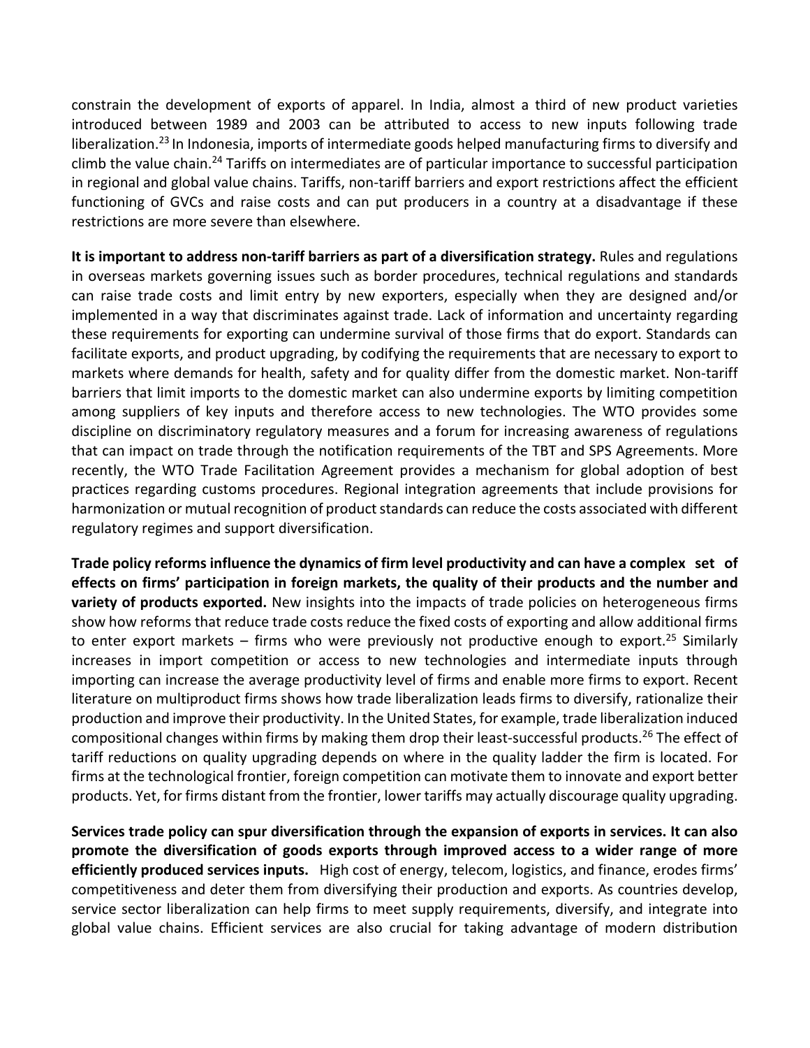constrain the development of exports of apparel. In India, almost a third of new product varieties introduced between 1989 and 2003 can be attributed to access to new inputs following trade liberalization.[23] In Indonesia, imports of intermediate goods helped manufacturing firms to diversify and climb the value chain.[24] Tariffs on intermediates are of particular importance to successful participation in regional and global value chains. Tariffs, non-tariff barriers and export restrictions affect the efficient functioning of GVCs and raise costs and can put producers in a country at a disadvantage if these restrictions are more severe than elsewhere.

**It is important to address non-tariff barriers as part of a diversification strategy.** Rules and regulations in overseas markets governing issues such as border procedures, technical regulations and standards can raise trade costs and limit entry by new exporters, especially when they are designed and/or implemented in a way that discriminates against trade. Lack of information and uncertainty regarding these requirements for exporting can undermine survival of those firms that do export. Standards can facilitate exports, and product upgrading, by codifying the requirements that are necessary to export to markets where demands for health, safety and for quality differ from the domestic market. Non-tariff barriers that limit imports to the domestic market can also undermine exports by limiting competition among suppliers of key inputs and therefore access to new technologies. The WTO provides some discipline on discriminatory regulatory measures and a forum for increasing awareness of regulations that can impact on trade through the notification requirements of the TBT and SPS Agreements. More recently, the WTO Trade Facilitation Agreement provides a mechanism for global adoption of best practices regarding customs procedures. Regional integration agreements that include provisions for harmonization or mutual recognition of product standards can reduce the costs associated with different regulatory regimes and support diversification.

**Trade policy reforms influence the dynamics of firm level productivity and can have a complex set of effects on firms' participation in foreign markets, the quality of their products and the number and variety of products exported.** New insights into the impacts of trade policies on heterogeneous firms show how reforms that reduce trade costs reduce the fixed costs of exporting and allow additional firms to enter export markets – firms who were previously not productive enough to export.[25] Similarly increases in import competition or access to new technologies and intermediate inputs through importing can increase the average productivity level of firms and enable more firms to export. Recent literature on multiproduct firms shows how trade liberalization leads firms to diversify, rationalize their production and improve their productivity. In the United States, for example, trade liberalization induced compositional changes within firms by making them drop their least-successful products.[26] The effect of tariff reductions on quality upgrading depends on where in the quality ladder the firm is located. For firms at the technological frontier, foreign competition can motivate them to innovate and export better products. Yet, for firms distant from the frontier, lower tariffs may actually discourage quality upgrading.

**Services trade policy can spur diversification through the expansion of exports in services. It can also promote the diversification of goods exports through improved access to a wider range of more efficiently produced services inputs.** High cost of energy, telecom, logistics, and finance, erodes firms' competitiveness and deter them from diversifying their production and exports. As countries develop, service sector liberalization can help firms to meet supply requirements, diversify, and integrate into global value chains. Efficient services are also crucial for taking advantage of modern distribution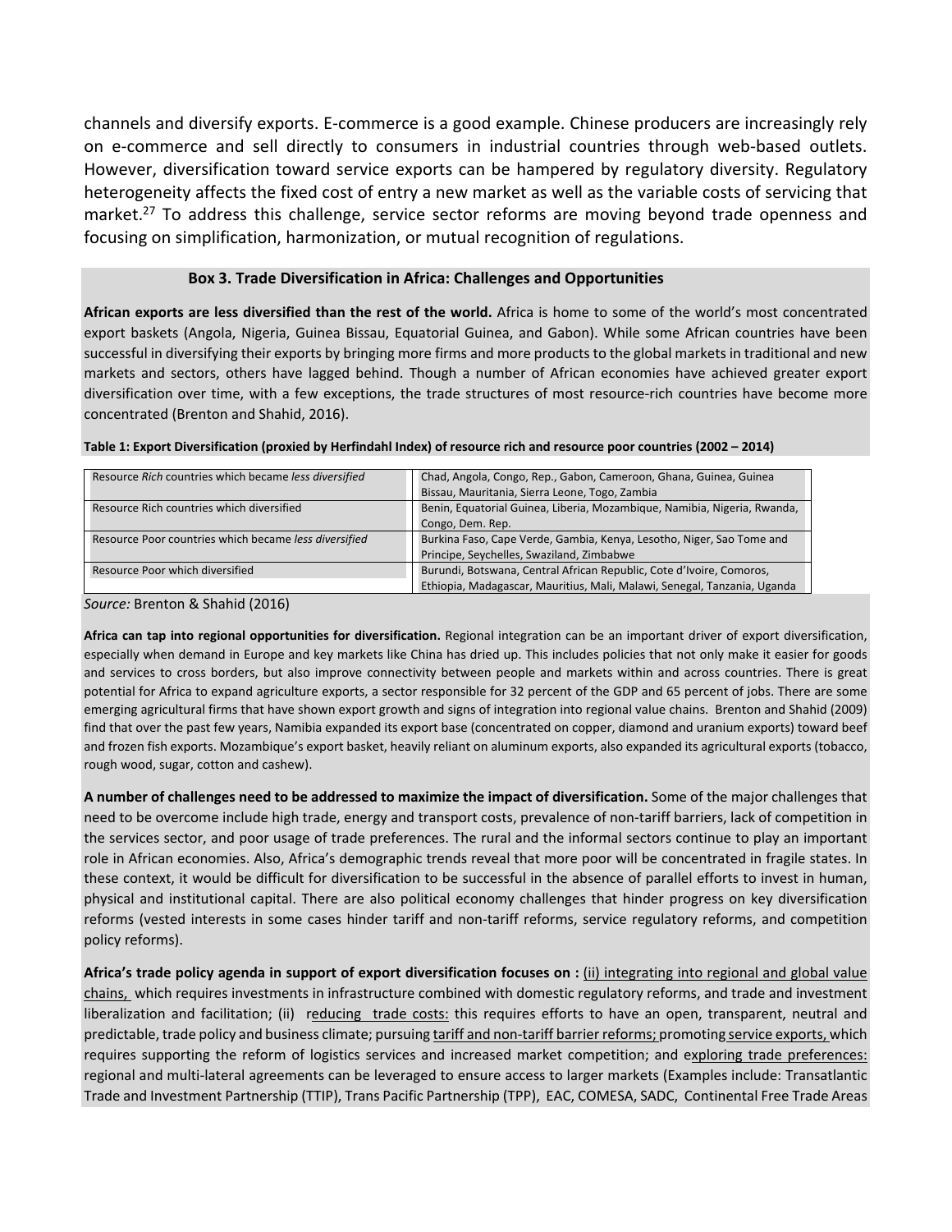channels and diversify exports. E-commerce is a good example. Chinese producers are increasingly rely on e-commerce and sell directly to consumers in industrial countries through web-based outlets. However, diversification toward service exports can be hampered by regulatory diversity. Regulatory heterogeneity affects the fixed cost of entry a new market as well as the variable costs of servicing that market.[27] To address this challenge, service sector reforms are moving beyond trade openness and focusing on simplification, harmonization, or mutual recognition of regulations.

### Box 3. Trade Diversification in Africa: Challenges and Opportunities

**African exports are less diversified than the rest of the world.** Africa is home to some of the world's most concentrated export baskets (Angola, Nigeria, Guinea Bissau, Equatorial Guinea, and Gabon). While some African countries have been successful in diversifying their exports by bringing more firms and more products to the global markets in traditional and new markets and sectors, others have lagged behind. Though a number of African economies have achieved greater export diversification over time, with a few exceptions, the trade structures of most resource-rich countries have become more concentrated (Brenton and Shahid, 2016).

**Table 1: Export Diversification (proxied by Herfindahl Index) of resource rich and resource poor countries (2002 – 2014)**

| | |
|---|---|
| Resource *Rich* countries which became *less diversified* | Chad, Angola, Congo, Rep., Gabon, Cameroon, Ghana, Guinea, Guinea Bissau, Mauritania, Sierra Leone, Togo, Zambia |
| Resource Rich countries which diversified | Benin, Equatorial Guinea, Liberia, Mozambique, Namibia, Nigeria, Rwanda, Congo, Dem. Rep. |
| Resource Poor countries which became *less diversified* | Burkina Faso, Cape Verde, Gambia, Kenya, Lesotho, Niger, Sao Tome and Principe, Seychelles, Swaziland, Zimbabwe |
| Resource Poor which diversified | Burundi, Botswana, Central African Republic, Cote d'Ivoire, Comoros, Ethiopia, Madagascar, Mauritius, Mali, Malawi, Senegal, Tanzania, Uganda |

*Source:* Brenton & Shahid (2016)

**Africa can tap into regional opportunities for diversification.** Regional integration can be an important driver of export diversification, especially when demand in Europe and key markets like China has dried up. This includes policies that not only make it easier for goods and services to cross borders, but also improve connectivity between people and markets within and across countries. There is great potential for Africa to expand agriculture exports, a sector responsible for 32 percent of the GDP and 65 percent of jobs. There are some emerging agricultural firms that have shown export growth and signs of integration into regional value chains. Brenton and Shahid (2009) find that over the past few years, Namibia expanded its export base (concentrated on copper, diamond and uranium exports) toward beef and frozen fish exports. Mozambique's export basket, heavily reliant on aluminum exports, also expanded its agricultural exports (tobacco, rough wood, sugar, cotton and cashew).

**A number of challenges need to be addressed to maximize the impact of diversification.** Some of the major challenges that need to be overcome include high trade, energy and transport costs, prevalence of non-tariff barriers, lack of competition in the services sector, and poor usage of trade preferences. The rural and the informal sectors continue to play an important role in African economies. Also, Africa's demographic trends reveal that more poor will be concentrated in fragile states. In these context, it would be difficult for diversification to be successful in the absence of parallel efforts to invest in human, physical and institutional capital. There are also political economy challenges that hinder progress on key diversification reforms (vested interests in some cases hinder tariff and non-tariff reforms, service regulatory reforms, and competition policy reforms).

**Africa's trade policy agenda in support of export diversification focuses on :** (ii) integrating into regional and global value chains, which requires investments in infrastructure combined with domestic regulatory reforms, and trade and investment liberalization and facilitation; (ii) reducing trade costs: this requires efforts to have an open, transparent, neutral and predictable, trade policy and business climate; pursuing tariff and non-tariff barrier reforms; promoting service exports, which requires supporting the reform of logistics services and increased market competition; and exploring trade preferences: regional and multi-lateral agreements can be leveraged to ensure access to larger markets (Examples include: Transatlantic Trade and Investment Partnership (TTIP), Trans Pacific Partnership (TPP), EAC, COMESA, SADC, Continental Free Trade Areas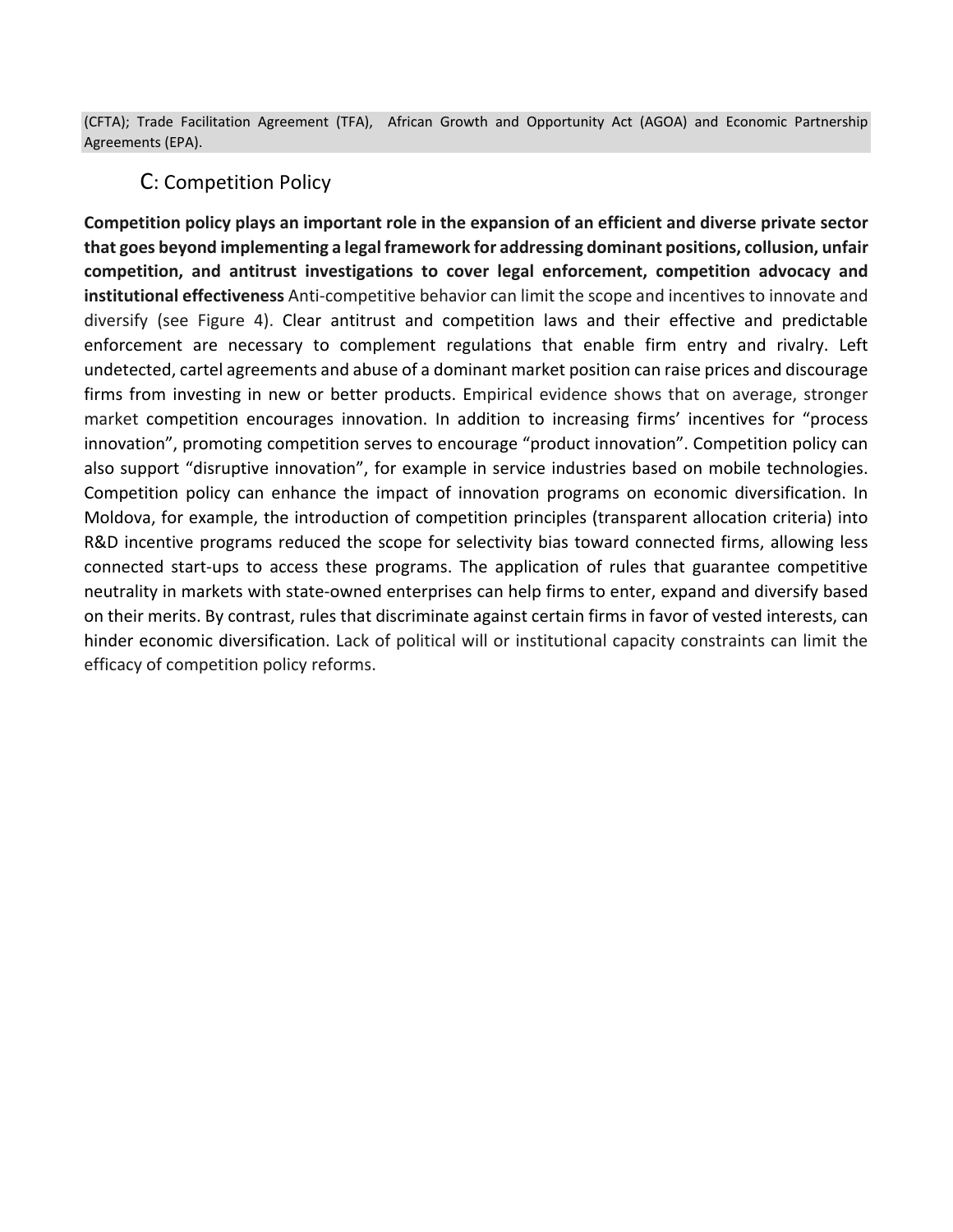(CFTA); Trade Facilitation Agreement (TFA), African Growth and Opportunity Act (AGOA) and Economic Partnership Agreements (EPA).

## C: Competition Policy

**Competition policy plays an important role in the expansion of an efficient and diverse private sector that goes beyond implementing a legal framework for addressing dominant positions, collusion, unfair competition, and antitrust investigations to cover legal enforcement, competition advocacy and institutional effectiveness** Anti-competitive behavior can limit the scope and incentives to innovate and diversify (see Figure 4). Clear antitrust and competition laws and their effective and predictable enforcement are necessary to complement regulations that enable firm entry and rivalry. Left undetected, cartel agreements and abuse of a dominant market position can raise prices and discourage firms from investing in new or better products. Empirical evidence shows that on average, stronger market competition encourages innovation. In addition to increasing firms' incentives for "process innovation", promoting competition serves to encourage "product innovation". Competition policy can also support "disruptive innovation", for example in service industries based on mobile technologies. Competition policy can enhance the impact of innovation programs on economic diversification. In Moldova, for example, the introduction of competition principles (transparent allocation criteria) into R&D incentive programs reduced the scope for selectivity bias toward connected firms, allowing less connected start-ups to access these programs. The application of rules that guarantee competitive neutrality in markets with state-owned enterprises can help firms to enter, expand and diversify based on their merits. By contrast, rules that discriminate against certain firms in favor of vested interests, can hinder economic diversification. Lack of political will or institutional capacity constraints can limit the efficacy of competition policy reforms.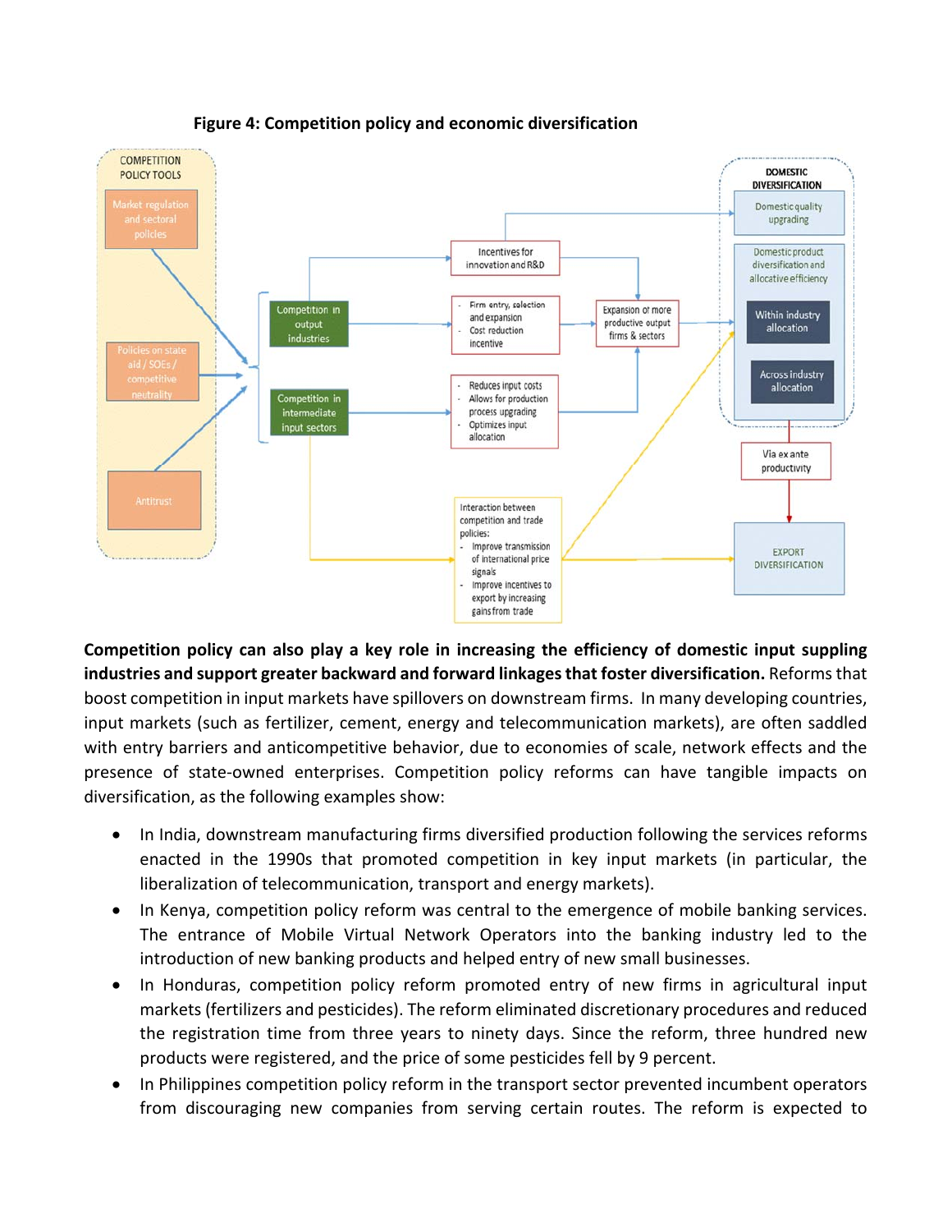**Figure 4: Competition policy and economic diversification**

COMPETITION POLICY TOOLS

Market regulation and sectoral policies

Policies on state aid / SOEs / competitive neutrality

Antitrust

Competition in output industries

Competition in intermediate input sectors

Incentives for innovation and R&D

- Firm entry, selection and expansion
- Cost reduction incentive

- Reduces input costs
- Allows for production process upgrading
- Optimizes input allocation

Expansion of more productive output firms & sectors

Interaction between competition and trade policies:
- Improve transmission of international price signals
- Improve incentives to export by increasing gains from trade

DOMESTIC DIVERSIFICATION

Domestic quality upgrading

Domestic product diversification and allocative efficiency

Within industry allocation

Across industry allocation

Via ex ante productivity

EXPORT DIVERSIFICATION

**Competition policy can also play a key role in increasing the efficiency of domestic input suppling industries and support greater backward and forward linkages that foster diversification.** Reforms that boost competition in input markets have spillovers on downstream firms. In many developing countries, input markets (such as fertilizer, cement, energy and telecommunication markets), are often saddled with entry barriers and anticompetitive behavior, due to economies of scale, network effects and the presence of state-owned enterprises. Competition policy reforms can have tangible impacts on diversification, as the following examples show:

- In India, downstream manufacturing firms diversified production following the services reforms enacted in the 1990s that promoted competition in key input markets (in particular, the liberalization of telecommunication, transport and energy markets).
- In Kenya, competition policy reform was central to the emergence of mobile banking services. The entrance of Mobile Virtual Network Operators into the banking industry led to the introduction of new banking products and helped entry of new small businesses.
- In Honduras, competition policy reform promoted entry of new firms in agricultural input markets (fertilizers and pesticides). The reform eliminated discretionary procedures and reduced the registration time from three years to ninety days. Since the reform, three hundred new products were registered, and the price of some pesticides fell by 9 percent.
- In Philippines competition policy reform in the transport sector prevented incumbent operators from discouraging new companies from serving certain routes. The reform is expected to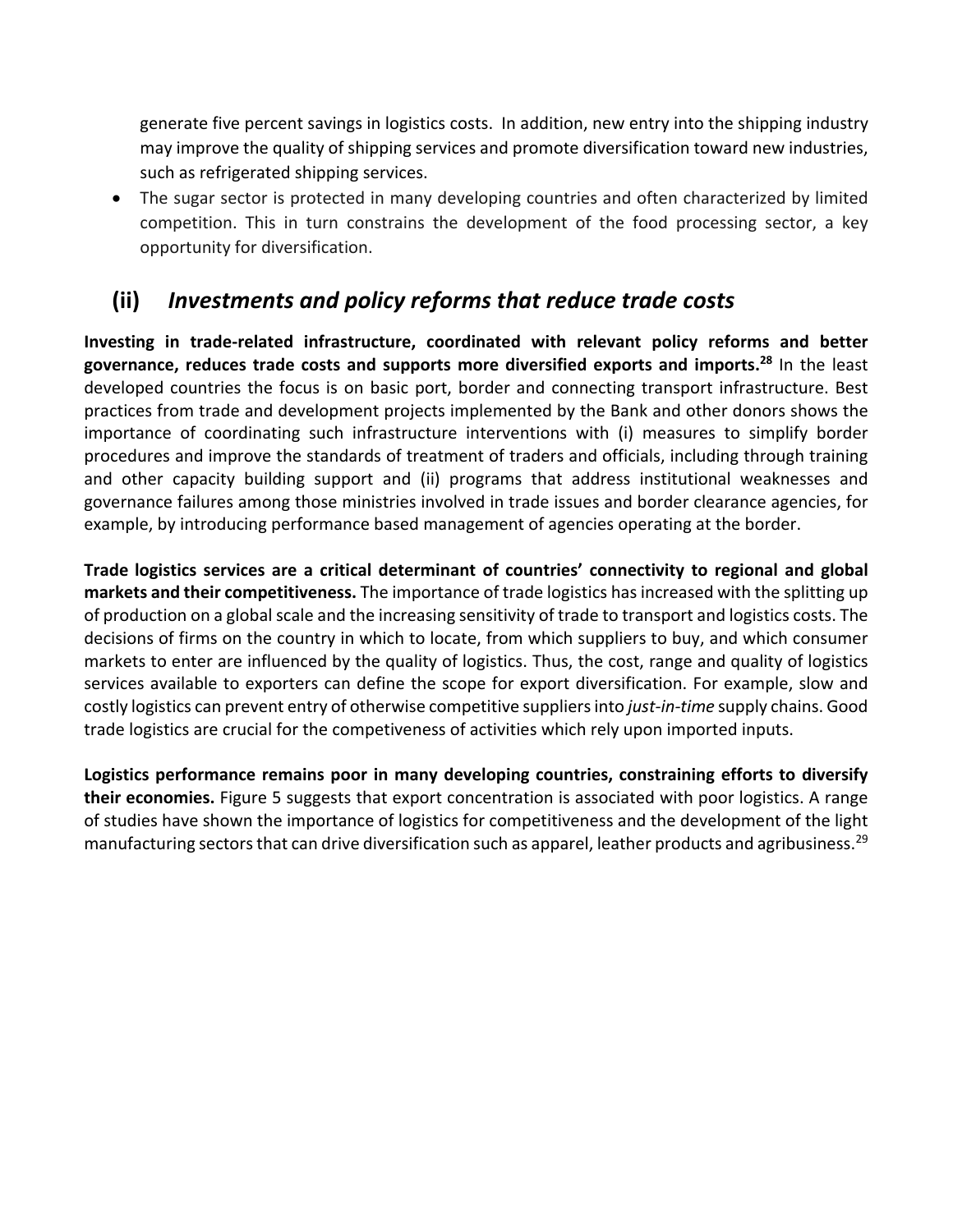generate five percent savings in logistics costs. In addition, new entry into the shipping industry may improve the quality of shipping services and promote diversification toward new industries, such as refrigerated shipping services.

- The sugar sector is protected in many developing countries and often characterized by limited competition. This in turn constrains the development of the food processing sector, a key opportunity for diversification.

## (ii) *Investments and policy reforms that reduce trade costs*

**Investing in trade-related infrastructure, coordinated with relevant policy reforms and better governance, reduces trade costs and supports more diversified exports and imports.[28]** In the least developed countries the focus is on basic port, border and connecting transport infrastructure. Best practices from trade and development projects implemented by the Bank and other donors shows the importance of coordinating such infrastructure interventions with (i) measures to simplify border procedures and improve the standards of treatment of traders and officials, including through training and other capacity building support and (ii) programs that address institutional weaknesses and governance failures among those ministries involved in trade issues and border clearance agencies, for example, by introducing performance based management of agencies operating at the border.

**Trade logistics services are a critical determinant of countries' connectivity to regional and global markets and their competitiveness.** The importance of trade logistics has increased with the splitting up of production on a global scale and the increasing sensitivity of trade to transport and logistics costs. The decisions of firms on the country in which to locate, from which suppliers to buy, and which consumer markets to enter are influenced by the quality of logistics. Thus, the cost, range and quality of logistics services available to exporters can define the scope for export diversification. For example, slow and costly logistics can prevent entry of otherwise competitive suppliers into *just-in-time* supply chains. Good trade logistics are crucial for the competiveness of activities which rely upon imported inputs.

**Logistics performance remains poor in many developing countries, constraining efforts to diversify their economies.** Figure 5 suggests that export concentration is associated with poor logistics. A range of studies have shown the importance of logistics for competitiveness and the development of the light manufacturing sectors that can drive diversification such as apparel, leather products and agribusiness.[29]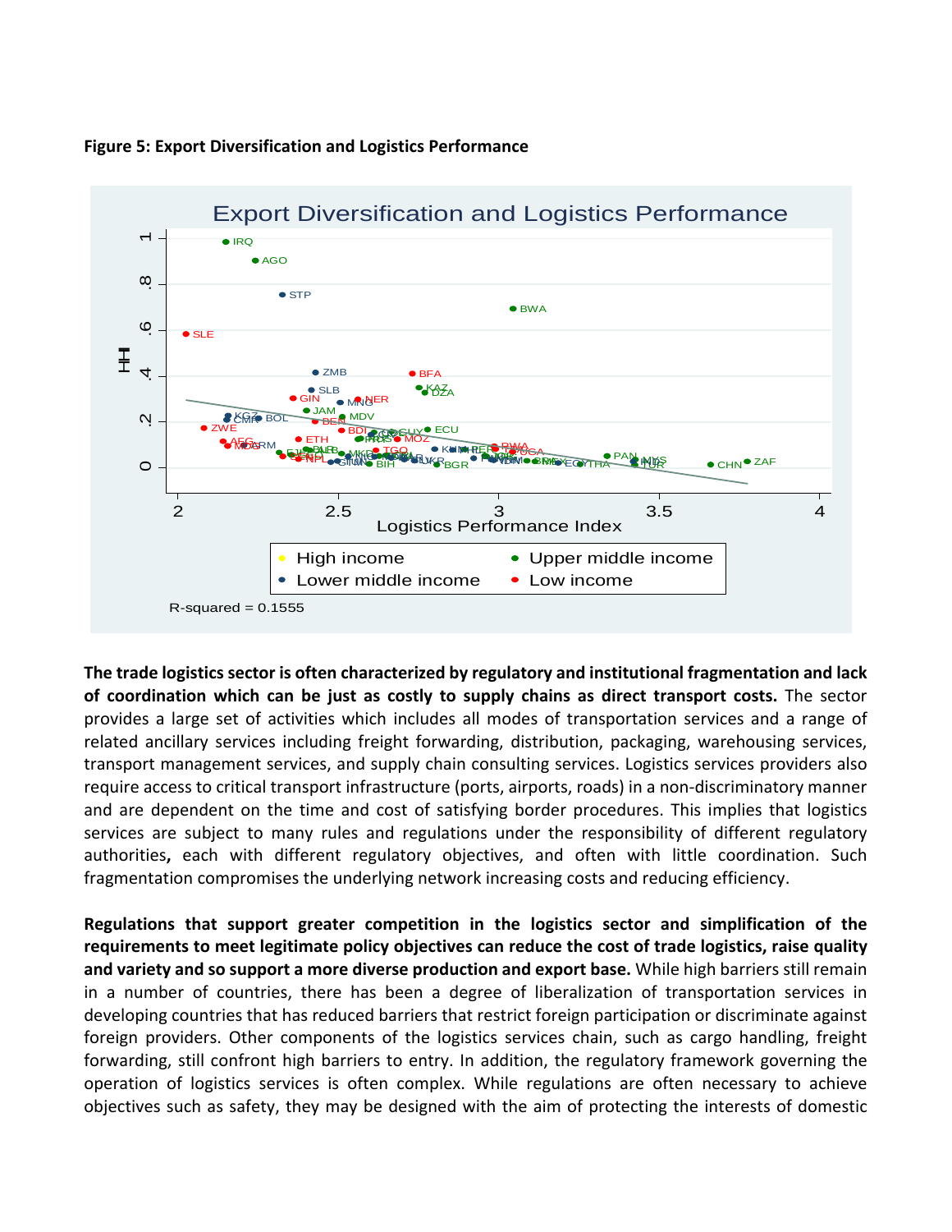**Figure 5: Export Diversification and Logistics Performance**

**The trade logistics sector is often characterized by regulatory and institutional fragmentation and lack of coordination which can be just as costly to supply chains as direct transport costs.** The sector provides a large set of activities which includes all modes of transportation services and a range of related ancillary services including freight forwarding, distribution, packaging, warehousing services, transport management services, and supply chain consulting services. Logistics services providers also require access to critical transport infrastructure (ports, airports, roads) in a non-discriminatory manner and are dependent on the time and cost of satisfying border procedures. This implies that logistics services are subject to many rules and regulations under the responsibility of different regulatory authorities**,** each with different regulatory objectives, and often with little coordination. Such fragmentation compromises the underlying network increasing costs and reducing efficiency.

**Regulations that support greater competition in the logistics sector and simplification of the requirements to meet legitimate policy objectives can reduce the cost of trade logistics, raise quality and variety and so support a more diverse production and export base.** While high barriers still remain in a number of countries, there has been a degree of liberalization of transportation services in developing countries that has reduced barriers that restrict foreign participation or discriminate against foreign providers. Other components of the logistics services chain, such as cargo handling, freight forwarding, still confront high barriers to entry. In addition, the regulatory framework governing the operation of logistics services is often complex. While regulations are often necessary to achieve objectives such as safety, they may be designed with the aim of protecting the interests of domestic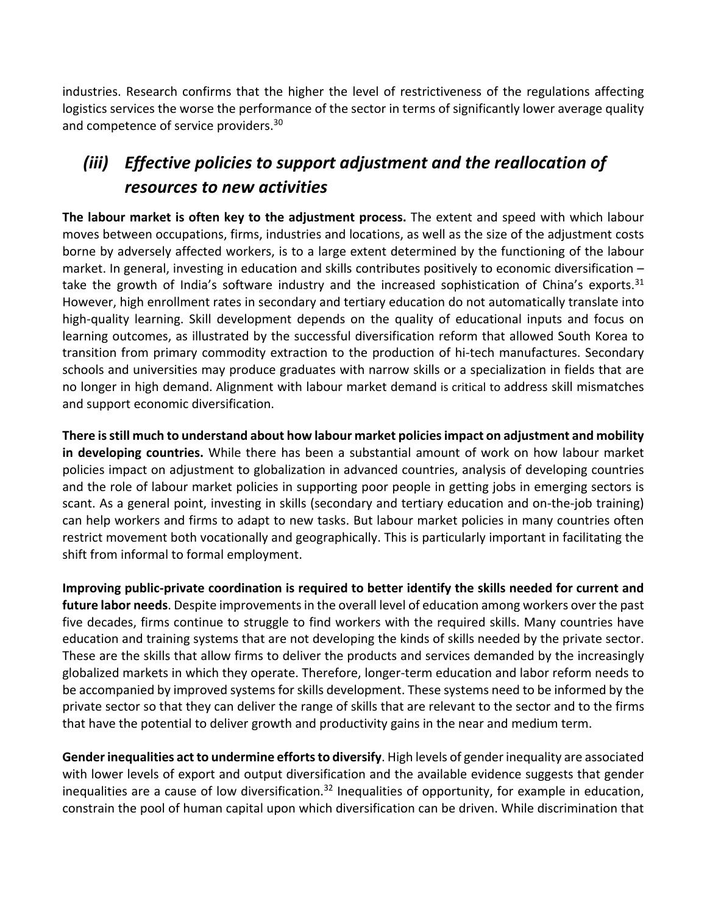industries. Research confirms that the higher the level of restrictiveness of the regulations affecting logistics services the worse the performance of the sector in terms of significantly lower average quality and competence of service providers.[30]

## *(iii) Effective policies to support adjustment and the reallocation of resources to new activities*

**The labour market is often key to the adjustment process.** The extent and speed with which labour moves between occupations, firms, industries and locations, as well as the size of the adjustment costs borne by adversely affected workers, is to a large extent determined by the functioning of the labour market. In general, investing in education and skills contributes positively to economic diversification – take the growth of India's software industry and the increased sophistication of China's exports.[31] However, high enrollment rates in secondary and tertiary education do not automatically translate into high-quality learning. Skill development depends on the quality of educational inputs and focus on learning outcomes, as illustrated by the successful diversification reform that allowed South Korea to transition from primary commodity extraction to the production of hi-tech manufactures. Secondary schools and universities may produce graduates with narrow skills or a specialization in fields that are no longer in high demand. Alignment with labour market demand is critical to address skill mismatches and support economic diversification.

**There is still much to understand about how labour market policies impact on adjustment and mobility in developing countries.** While there has been a substantial amount of work on how labour market policies impact on adjustment to globalization in advanced countries, analysis of developing countries and the role of labour market policies in supporting poor people in getting jobs in emerging sectors is scant. As a general point, investing in skills (secondary and tertiary education and on-the-job training) can help workers and firms to adapt to new tasks. But labour market policies in many countries often restrict movement both vocationally and geographically. This is particularly important in facilitating the shift from informal to formal employment.

**Improving public-private coordination is required to better identify the skills needed for current and future labor needs**. Despite improvements in the overall level of education among workers over the past five decades, firms continue to struggle to find workers with the required skills. Many countries have education and training systems that are not developing the kinds of skills needed by the private sector. These are the skills that allow firms to deliver the products and services demanded by the increasingly globalized markets in which they operate. Therefore, longer-term education and labor reform needs to be accompanied by improved systems for skills development. These systems need to be informed by the private sector so that they can deliver the range of skills that are relevant to the sector and to the firms that have the potential to deliver growth and productivity gains in the near and medium term.

**Gender inequalities act to undermine efforts to diversify**. High levels of gender inequality are associated with lower levels of export and output diversification and the available evidence suggests that gender inequalities are a cause of low diversification.[32] Inequalities of opportunity, for example in education, constrain the pool of human capital upon which diversification can be driven. While discrimination that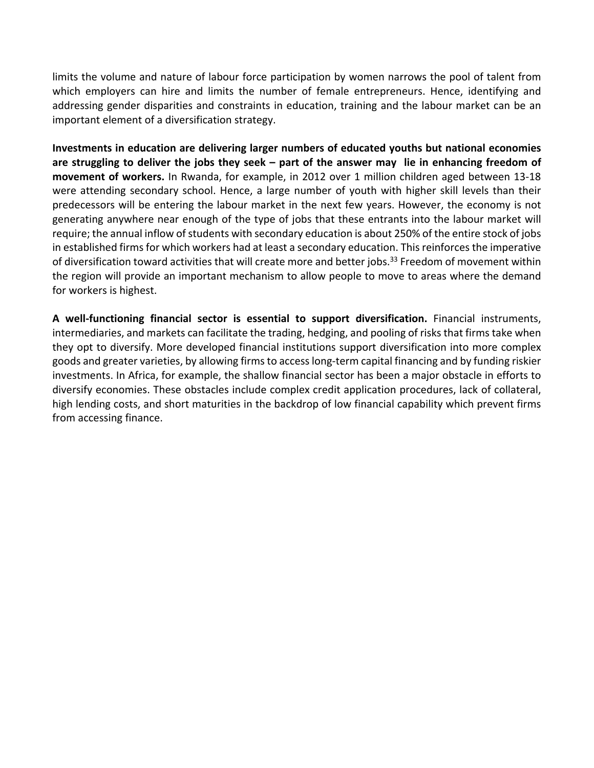limits the volume and nature of labour force participation by women narrows the pool of talent from which employers can hire and limits the number of female entrepreneurs. Hence, identifying and addressing gender disparities and constraints in education, training and the labour market can be an important element of a diversification strategy.

**Investments in education are delivering larger numbers of educated youths but national economies are struggling to deliver the jobs they seek – part of the answer may lie in enhancing freedom of movement of workers.** In Rwanda, for example, in 2012 over 1 million children aged between 13-18 were attending secondary school. Hence, a large number of youth with higher skill levels than their predecessors will be entering the labour market in the next few years. However, the economy is not generating anywhere near enough of the type of jobs that these entrants into the labour market will require; the annual inflow of students with secondary education is about 250% of the entire stock of jobs in established firms for which workers had at least a secondary education. This reinforces the imperative of diversification toward activities that will create more and better jobs.[33] Freedom of movement within the region will provide an important mechanism to allow people to move to areas where the demand for workers is highest.

**A well-functioning financial sector is essential to support diversification.** Financial instruments, intermediaries, and markets can facilitate the trading, hedging, and pooling of risks that firms take when they opt to diversify. More developed financial institutions support diversification into more complex goods and greater varieties, by allowing firms to access long-term capital financing and by funding riskier investments. In Africa, for example, the shallow financial sector has been a major obstacle in efforts to diversify economies. These obstacles include complex credit application procedures, lack of collateral, high lending costs, and short maturities in the backdrop of low financial capability which prevent firms from accessing finance.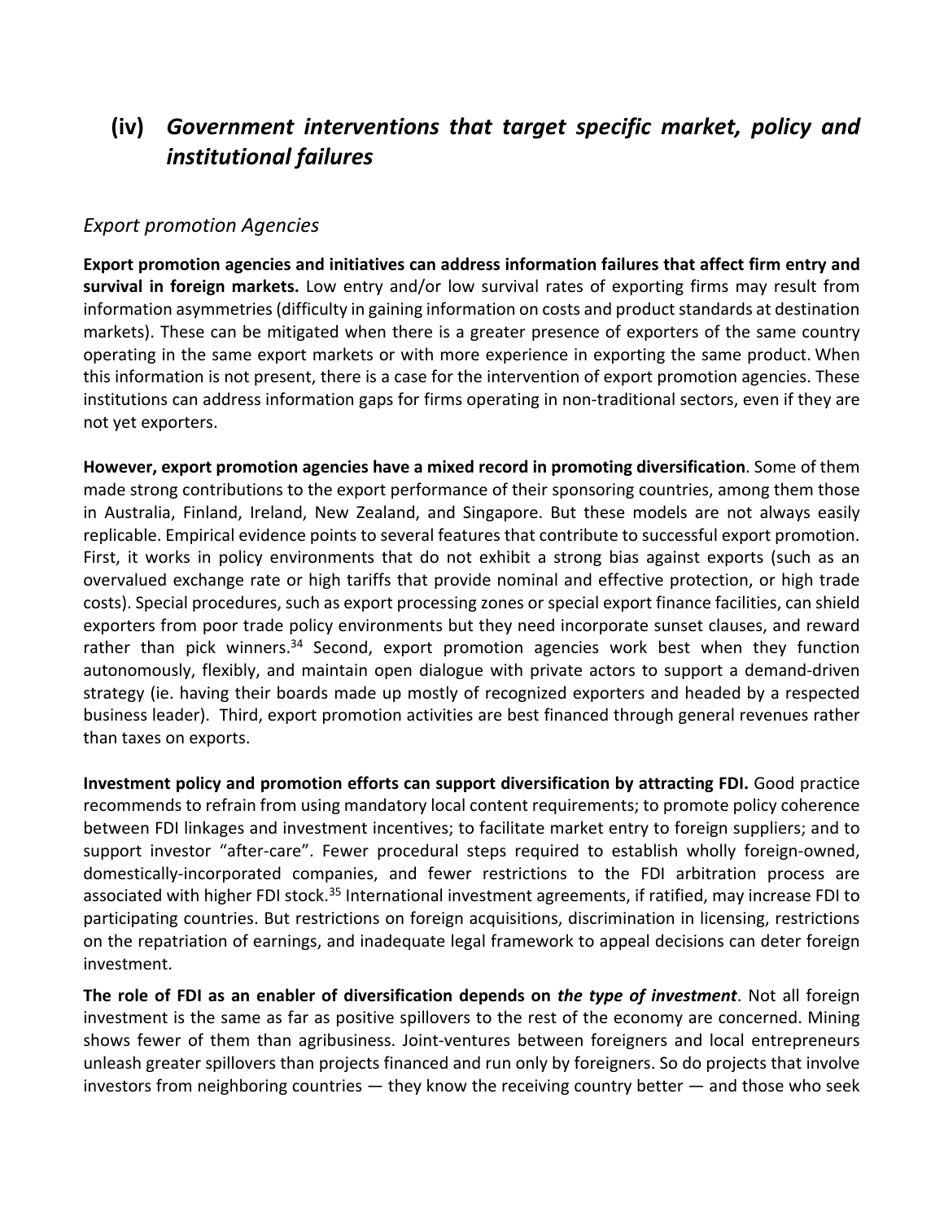## (iv) *Government interventions that target specific market, policy and institutional failures*

### *Export promotion Agencies*

**Export promotion agencies and initiatives can address information failures that affect firm entry and survival in foreign markets.** Low entry and/or low survival rates of exporting firms may result from information asymmetries (difficulty in gaining information on costs and product standards at destination markets). These can be mitigated when there is a greater presence of exporters of the same country operating in the same export markets or with more experience in exporting the same product. When this information is not present, there is a case for the intervention of export promotion agencies. These institutions can address information gaps for firms operating in non-traditional sectors, even if they are not yet exporters.

**However, export promotion agencies have a mixed record in promoting diversification**. Some of them made strong contributions to the export performance of their sponsoring countries, among them those in Australia, Finland, Ireland, New Zealand, and Singapore. But these models are not always easily replicable. Empirical evidence points to several features that contribute to successful export promotion. First, it works in policy environments that do not exhibit a strong bias against exports (such as an overvalued exchange rate or high tariffs that provide nominal and effective protection, or high trade costs). Special procedures, such as export processing zones or special export finance facilities, can shield exporters from poor trade policy environments but they need incorporate sunset clauses, and reward rather than pick winners.[34] Second, export promotion agencies work best when they function autonomously, flexibly, and maintain open dialogue with private actors to support a demand-driven strategy (ie. having their boards made up mostly of recognized exporters and headed by a respected business leader). Third, export promotion activities are best financed through general revenues rather than taxes on exports.

**Investment policy and promotion efforts can support diversification by attracting FDI.** Good practice recommends to refrain from using mandatory local content requirements; to promote policy coherence between FDI linkages and investment incentives; to facilitate market entry to foreign suppliers; and to support investor "after-care". Fewer procedural steps required to establish wholly foreign-owned, domestically-incorporated companies, and fewer restrictions to the FDI arbitration process are associated with higher FDI stock.[35] International investment agreements, if ratified, may increase FDI to participating countries. But restrictions on foreign acquisitions, discrimination in licensing, restrictions on the repatriation of earnings, and inadequate legal framework to appeal decisions can deter foreign investment.

**The role of FDI as an enabler of diversification depends on *the type of investment***. Not all foreign investment is the same as far as positive spillovers to the rest of the economy are concerned. Mining shows fewer of them than agribusiness. Joint-ventures between foreigners and local entrepreneurs unleash greater spillovers than projects financed and run only by foreigners. So do projects that involve investors from neighboring countries — they know the receiving country better — and those who seek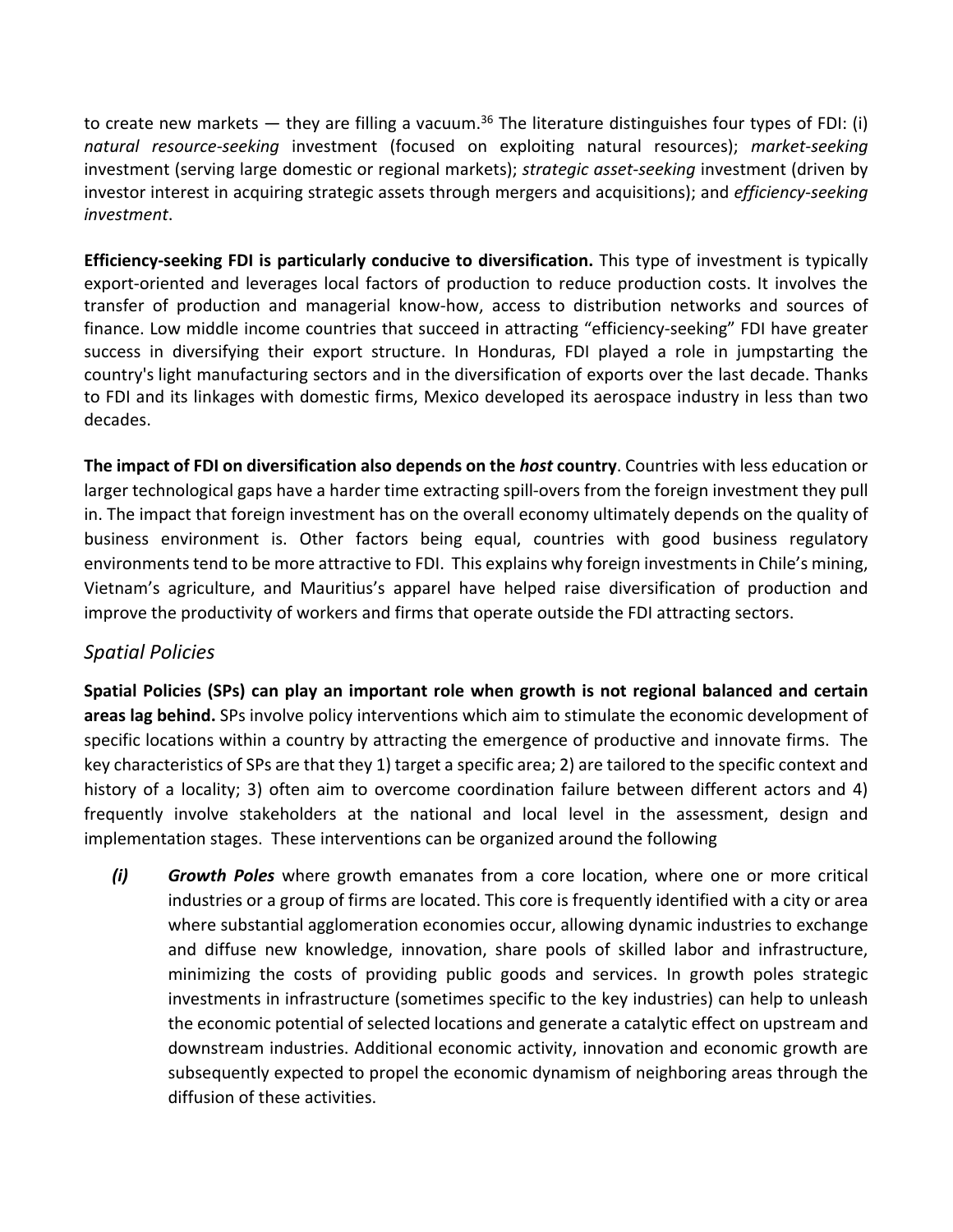to create new markets — they are filling a vacuum.[36] The literature distinguishes four types of FDI: (i) *natural resource-seeking* investment (focused on exploiting natural resources); *market-seeking* investment (serving large domestic or regional markets); *strategic asset-seeking* investment (driven by investor interest in acquiring strategic assets through mergers and acquisitions); and *efficiency-seeking investment*.

**Efficiency-seeking FDI is particularly conducive to diversification.** This type of investment is typically export-oriented and leverages local factors of production to reduce production costs. It involves the transfer of production and managerial know-how, access to distribution networks and sources of finance. Low middle income countries that succeed in attracting "efficiency-seeking" FDI have greater success in diversifying their export structure. In Honduras, FDI played a role in jumpstarting the country's light manufacturing sectors and in the diversification of exports over the last decade. Thanks to FDI and its linkages with domestic firms, Mexico developed its aerospace industry in less than two decades.

**The impact of FDI on diversification also depends on the *host* country**. Countries with less education or larger technological gaps have a harder time extracting spill-overs from the foreign investment they pull in. The impact that foreign investment has on the overall economy ultimately depends on the quality of business environment is. Other factors being equal, countries with good business regulatory environments tend to be more attractive to FDI. This explains why foreign investments in Chile's mining, Vietnam's agriculture, and Mauritius's apparel have helped raise diversification of production and improve the productivity of workers and firms that operate outside the FDI attracting sectors.

## *Spatial Policies*

**Spatial Policies (SPs) can play an important role when growth is not regional balanced and certain areas lag behind.** SPs involve policy interventions which aim to stimulate the economic development of specific locations within a country by attracting the emergence of productive and innovate firms. The key characteristics of SPs are that they 1) target a specific area; 2) are tailored to the specific context and history of a locality; 3) often aim to overcome coordination failure between different actors and 4) frequently involve stakeholders at the national and local level in the assessment, design and implementation stages. These interventions can be organized around the following

***(i)*** ***Growth Poles*** where growth emanates from a core location, where one or more critical industries or a group of firms are located. This core is frequently identified with a city or area where substantial agglomeration economies occur, allowing dynamic industries to exchange and diffuse new knowledge, innovation, share pools of skilled labor and infrastructure, minimizing the costs of providing public goods and services. In growth poles strategic investments in infrastructure (sometimes specific to the key industries) can help to unleash the economic potential of selected locations and generate a catalytic effect on upstream and downstream industries. Additional economic activity, innovation and economic growth are subsequently expected to propel the economic dynamism of neighboring areas through the diffusion of these activities.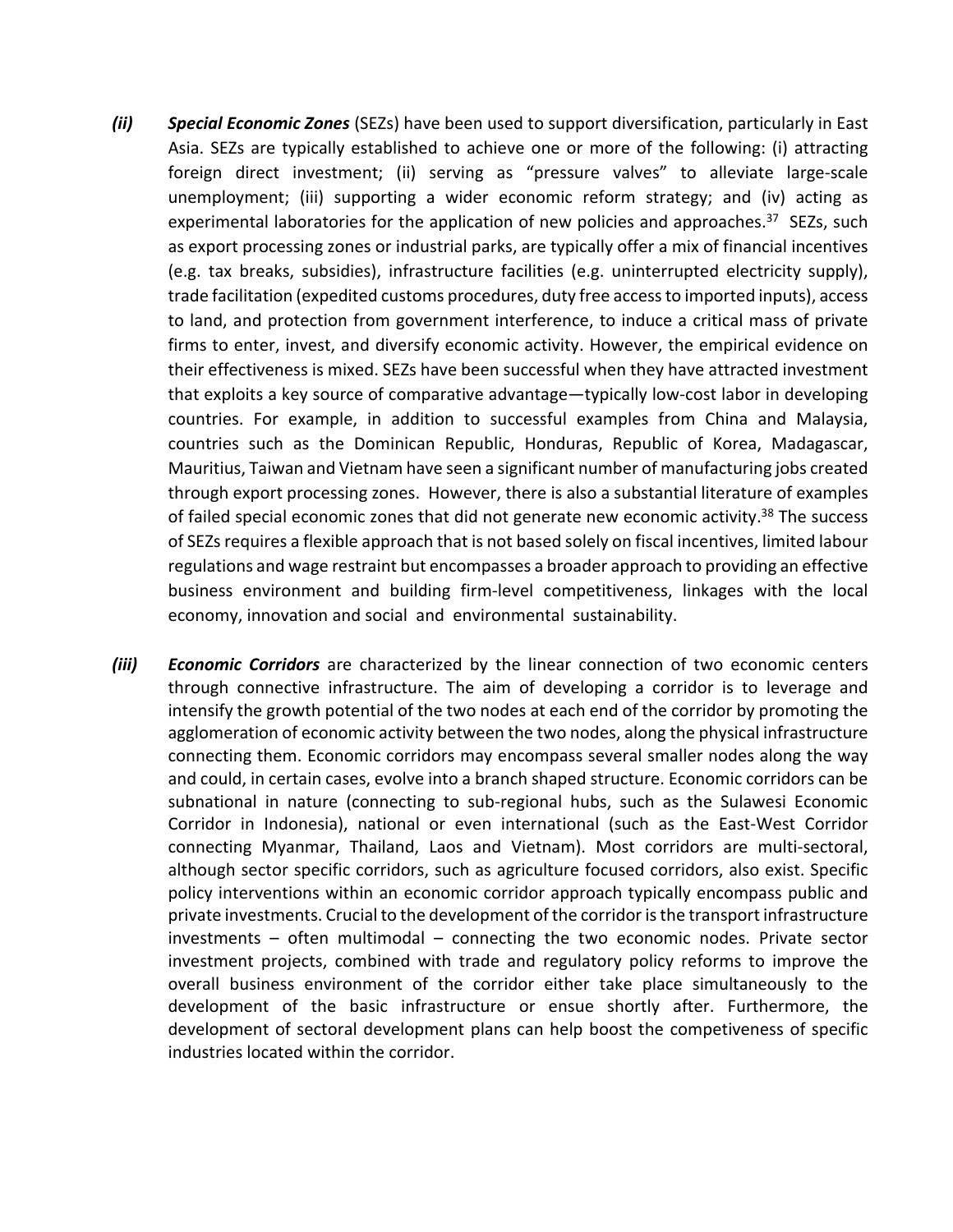***(ii)*** ***Special Economic Zones*** (SEZs) have been used to support diversification, particularly in East Asia. SEZs are typically established to achieve one or more of the following: (i) attracting foreign direct investment; (ii) serving as "pressure valves" to alleviate large-scale unemployment; (iii) supporting a wider economic reform strategy; and (iv) acting as experimental laboratories for the application of new policies and approaches.[37] SEZs, such as export processing zones or industrial parks, are typically offer a mix of financial incentives (e.g. tax breaks, subsidies), infrastructure facilities (e.g. uninterrupted electricity supply), trade facilitation (expedited customs procedures, duty free access to imported inputs), access to land, and protection from government interference, to induce a critical mass of private firms to enter, invest, and diversify economic activity. However, the empirical evidence on their effectiveness is mixed. SEZs have been successful when they have attracted investment that exploits a key source of comparative advantage—typically low-cost labor in developing countries. For example, in addition to successful examples from China and Malaysia, countries such as the Dominican Republic, Honduras, Republic of Korea, Madagascar, Mauritius, Taiwan and Vietnam have seen a significant number of manufacturing jobs created through export processing zones. However, there is also a substantial literature of examples of failed special economic zones that did not generate new economic activity.[38] The success of SEZs requires a flexible approach that is not based solely on fiscal incentives, limited labour regulations and wage restraint but encompasses a broader approach to providing an effective business environment and building firm-level competitiveness, linkages with the local economy, innovation and social and environmental sustainability.

***(iii)*** ***Economic Corridors*** are characterized by the linear connection of two economic centers through connective infrastructure. The aim of developing a corridor is to leverage and intensify the growth potential of the two nodes at each end of the corridor by promoting the agglomeration of economic activity between the two nodes, along the physical infrastructure connecting them. Economic corridors may encompass several smaller nodes along the way and could, in certain cases, evolve into a branch shaped structure. Economic corridors can be subnational in nature (connecting to sub-regional hubs, such as the Sulawesi Economic Corridor in Indonesia), national or even international (such as the East-West Corridor connecting Myanmar, Thailand, Laos and Vietnam). Most corridors are multi-sectoral, although sector specific corridors, such as agriculture focused corridors, also exist. Specific policy interventions within an economic corridor approach typically encompass public and private investments. Crucial to the development of the corridor is the transport infrastructure investments – often multimodal – connecting the two economic nodes. Private sector investment projects, combined with trade and regulatory policy reforms to improve the overall business environment of the corridor either take place simultaneously to the development of the basic infrastructure or ensue shortly after. Furthermore, the development of sectoral development plans can help boost the competiveness of specific industries located within the corridor.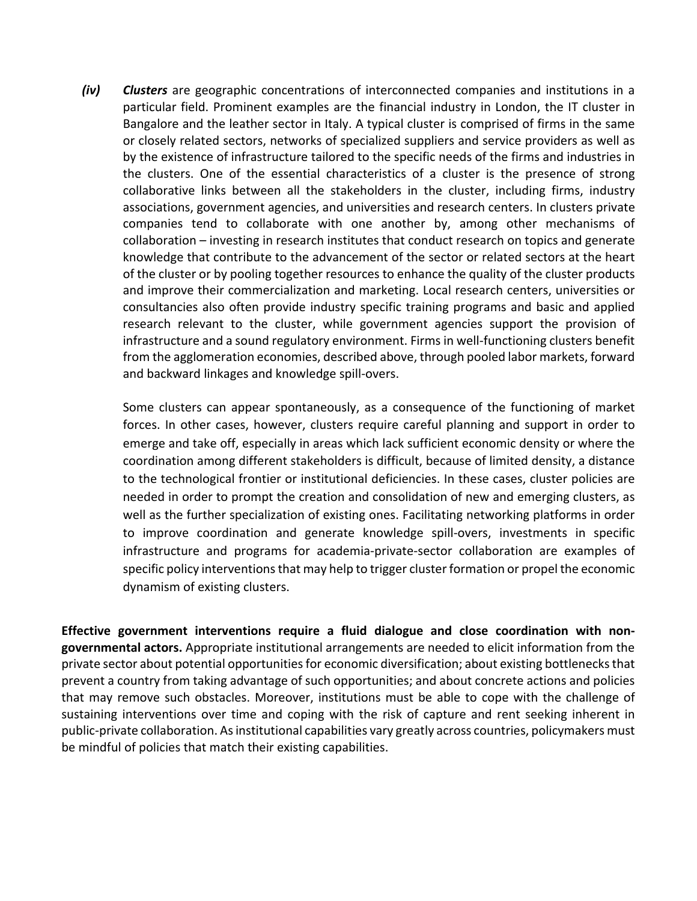*(iv)* ***Clusters*** are geographic concentrations of interconnected companies and institutions in a particular field. Prominent examples are the financial industry in London, the IT cluster in Bangalore and the leather sector in Italy. A typical cluster is comprised of firms in the same or closely related sectors, networks of specialized suppliers and service providers as well as by the existence of infrastructure tailored to the specific needs of the firms and industries in the clusters. One of the essential characteristics of a cluster is the presence of strong collaborative links between all the stakeholders in the cluster, including firms, industry associations, government agencies, and universities and research centers. In clusters private companies tend to collaborate with one another by, among other mechanisms of collaboration – investing in research institutes that conduct research on topics and generate knowledge that contribute to the advancement of the sector or related sectors at the heart of the cluster or by pooling together resources to enhance the quality of the cluster products and improve their commercialization and marketing. Local research centers, universities or consultancies also often provide industry specific training programs and basic and applied research relevant to the cluster, while government agencies support the provision of infrastructure and a sound regulatory environment. Firms in well-functioning clusters benefit from the agglomeration economies, described above, through pooled labor markets, forward and backward linkages and knowledge spill-overs.

Some clusters can appear spontaneously, as a consequence of the functioning of market forces. In other cases, however, clusters require careful planning and support in order to emerge and take off, especially in areas which lack sufficient economic density or where the coordination among different stakeholders is difficult, because of limited density, a distance to the technological frontier or institutional deficiencies. In these cases, cluster policies are needed in order to prompt the creation and consolidation of new and emerging clusters, as well as the further specialization of existing ones. Facilitating networking platforms in order to improve coordination and generate knowledge spill-overs, investments in specific infrastructure and programs for academia-private-sector collaboration are examples of specific policy interventions that may help to trigger cluster formation or propel the economic dynamism of existing clusters.

**Effective government interventions require a fluid dialogue and close coordination with non-governmental actors.** Appropriate institutional arrangements are needed to elicit information from the private sector about potential opportunities for economic diversification; about existing bottlenecks that prevent a country from taking advantage of such opportunities; and about concrete actions and policies that may remove such obstacles. Moreover, institutions must be able to cope with the challenge of sustaining interventions over time and coping with the risk of capture and rent seeking inherent in public-private collaboration. As institutional capabilities vary greatly across countries, policymakers must be mindful of policies that match their existing capabilities.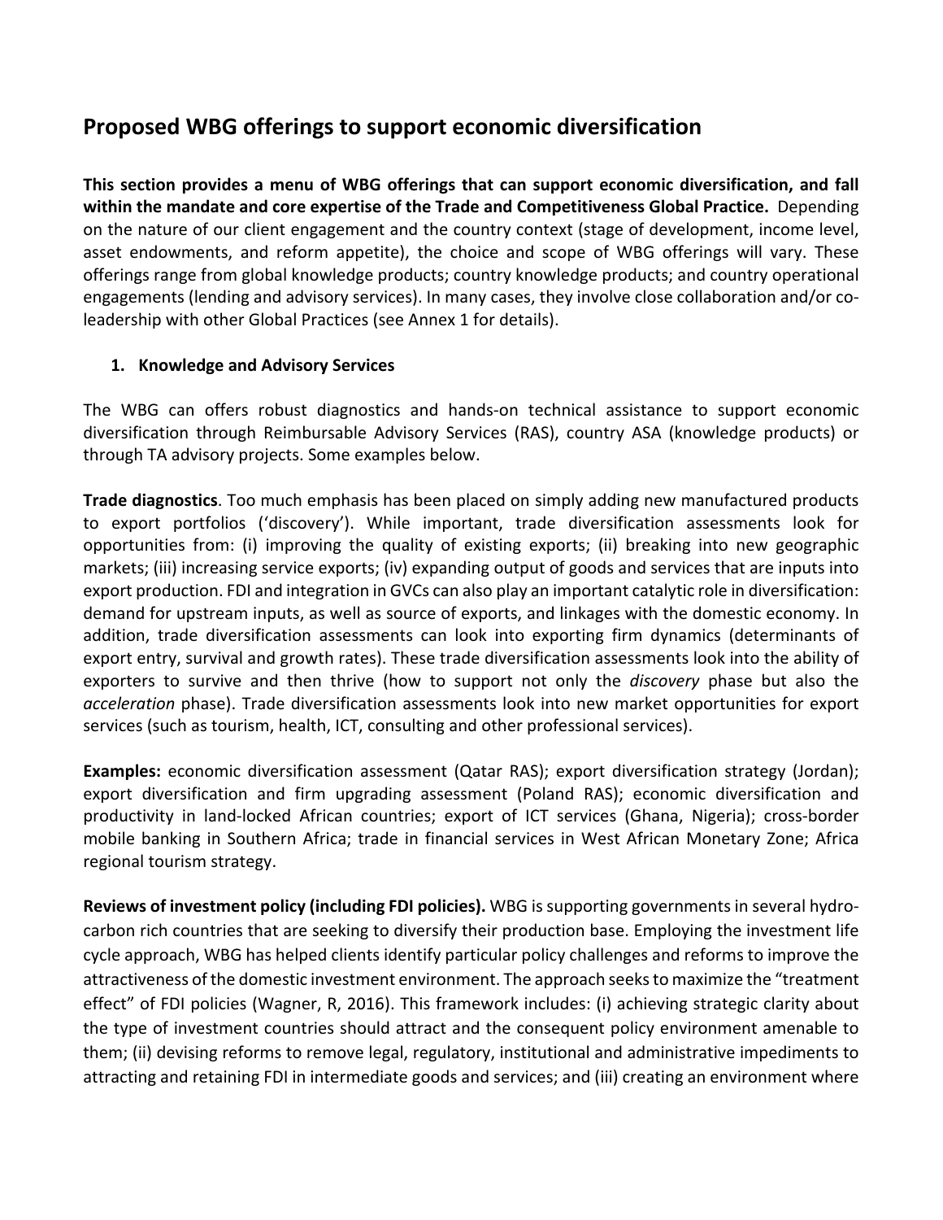## Proposed WBG offerings to support economic diversification

**This section provides a menu of WBG offerings that can support economic diversification, and fall within the mandate and core expertise of the Trade and Competitiveness Global Practice.** Depending on the nature of our client engagement and the country context (stage of development, income level, asset endowments, and reform appetite), the choice and scope of WBG offerings will vary. These offerings range from global knowledge products; country knowledge products; and country operational engagements (lending and advisory services). In many cases, they involve close collaboration and/or co-leadership with other Global Practices (see Annex 1 for details).

### 1. Knowledge and Advisory Services

The WBG can offers robust diagnostics and hands-on technical assistance to support economic diversification through Reimbursable Advisory Services (RAS), country ASA (knowledge products) or through TA advisory projects. Some examples below.

**Trade diagnostics**. Too much emphasis has been placed on simply adding new manufactured products to export portfolios ('discovery'). While important, trade diversification assessments look for opportunities from: (i) improving the quality of existing exports; (ii) breaking into new geographic markets; (iii) increasing service exports; (iv) expanding output of goods and services that are inputs into export production. FDI and integration in GVCs can also play an important catalytic role in diversification: demand for upstream inputs, as well as source of exports, and linkages with the domestic economy. In addition, trade diversification assessments can look into exporting firm dynamics (determinants of export entry, survival and growth rates). These trade diversification assessments look into the ability of exporters to survive and then thrive (how to support not only the *discovery* phase but also the *acceleration* phase). Trade diversification assessments look into new market opportunities for export services (such as tourism, health, ICT, consulting and other professional services).

**Examples:** economic diversification assessment (Qatar RAS); export diversification strategy (Jordan); export diversification and firm upgrading assessment (Poland RAS); economic diversification and productivity in land-locked African countries; export of ICT services (Ghana, Nigeria); cross-border mobile banking in Southern Africa; trade in financial services in West African Monetary Zone; Africa regional tourism strategy.

**Reviews of investment policy (including FDI policies).** WBG is supporting governments in several hydro-carbon rich countries that are seeking to diversify their production base. Employing the investment life cycle approach, WBG has helped clients identify particular policy challenges and reforms to improve the attractiveness of the domestic investment environment. The approach seeks to maximize the "treatment effect" of FDI policies (Wagner, R, 2016). This framework includes: (i) achieving strategic clarity about the type of investment countries should attract and the consequent policy environment amenable to them; (ii) devising reforms to remove legal, regulatory, institutional and administrative impediments to attracting and retaining FDI in intermediate goods and services; and (iii) creating an environment where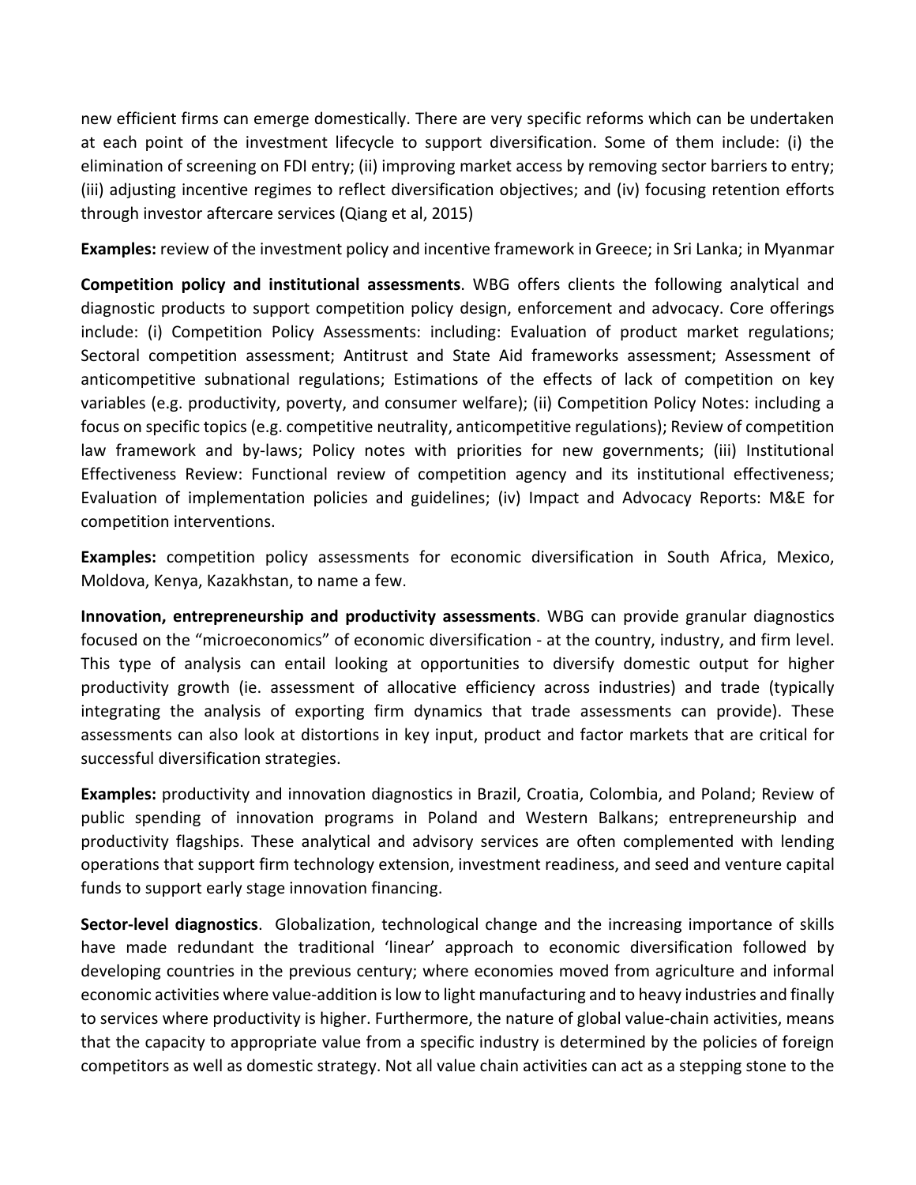new efficient firms can emerge domestically. There are very specific reforms which can be undertaken at each point of the investment lifecycle to support diversification. Some of them include: (i) the elimination of screening on FDI entry; (ii) improving market access by removing sector barriers to entry; (iii) adjusting incentive regimes to reflect diversification objectives; and (iv) focusing retention efforts through investor aftercare services (Qiang et al, 2015)

**Examples:** review of the investment policy and incentive framework in Greece; in Sri Lanka; in Myanmar

**Competition policy and institutional assessments**. WBG offers clients the following analytical and diagnostic products to support competition policy design, enforcement and advocacy. Core offerings include: (i) Competition Policy Assessments: including: Evaluation of product market regulations; Sectoral competition assessment; Antitrust and State Aid frameworks assessment; Assessment of anticompetitive subnational regulations; Estimations of the effects of lack of competition on key variables (e.g. productivity, poverty, and consumer welfare); (ii) Competition Policy Notes: including a focus on specific topics (e.g. competitive neutrality, anticompetitive regulations); Review of competition law framework and by-laws; Policy notes with priorities for new governments; (iii) Institutional Effectiveness Review: Functional review of competition agency and its institutional effectiveness; Evaluation of implementation policies and guidelines; (iv) Impact and Advocacy Reports: M&E for competition interventions.

**Examples:** competition policy assessments for economic diversification in South Africa, Mexico, Moldova, Kenya, Kazakhstan, to name a few.

**Innovation, entrepreneurship and productivity assessments**. WBG can provide granular diagnostics focused on the "microeconomics" of economic diversification - at the country, industry, and firm level. This type of analysis can entail looking at opportunities to diversify domestic output for higher productivity growth (ie. assessment of allocative efficiency across industries) and trade (typically integrating the analysis of exporting firm dynamics that trade assessments can provide). These assessments can also look at distortions in key input, product and factor markets that are critical for successful diversification strategies.

**Examples:** productivity and innovation diagnostics in Brazil, Croatia, Colombia, and Poland; Review of public spending of innovation programs in Poland and Western Balkans; entrepreneurship and productivity flagships. These analytical and advisory services are often complemented with lending operations that support firm technology extension, investment readiness, and seed and venture capital funds to support early stage innovation financing.

**Sector-level diagnostics**. Globalization, technological change and the increasing importance of skills have made redundant the traditional 'linear' approach to economic diversification followed by developing countries in the previous century; where economies moved from agriculture and informal economic activities where value-addition is low to light manufacturing and to heavy industries and finally to services where productivity is higher. Furthermore, the nature of global value-chain activities, means that the capacity to appropriate value from a specific industry is determined by the policies of foreign competitors as well as domestic strategy. Not all value chain activities can act as a stepping stone to the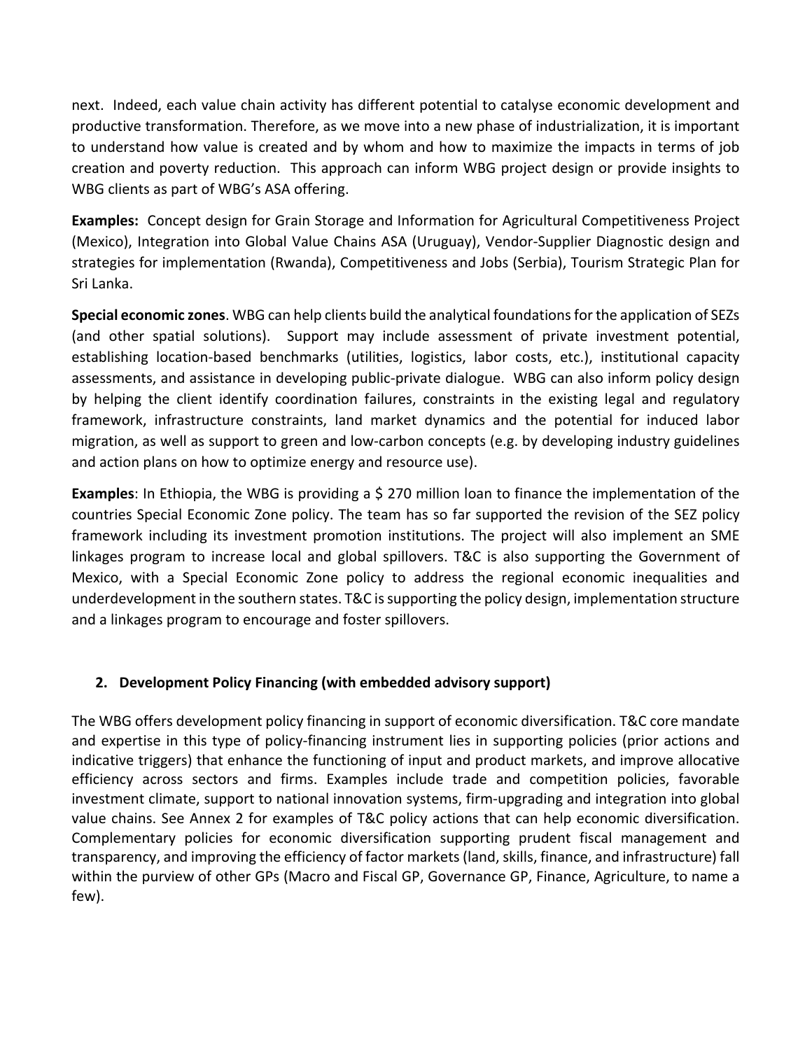next. Indeed, each value chain activity has different potential to catalyse economic development and productive transformation. Therefore, as we move into a new phase of industrialization, it is important to understand how value is created and by whom and how to maximize the impacts in terms of job creation and poverty reduction. This approach can inform WBG project design or provide insights to WBG clients as part of WBG's ASA offering.

**Examples:** Concept design for Grain Storage and Information for Agricultural Competitiveness Project (Mexico), Integration into Global Value Chains ASA (Uruguay), Vendor-Supplier Diagnostic design and strategies for implementation (Rwanda), Competitiveness and Jobs (Serbia), Tourism Strategic Plan for Sri Lanka.

**Special economic zones**. WBG can help clients build the analytical foundations for the application of SEZs (and other spatial solutions). Support may include assessment of private investment potential, establishing location-based benchmarks (utilities, logistics, labor costs, etc.), institutional capacity assessments, and assistance in developing public-private dialogue. WBG can also inform policy design by helping the client identify coordination failures, constraints in the existing legal and regulatory framework, infrastructure constraints, land market dynamics and the potential for induced labor migration, as well as support to green and low-carbon concepts (e.g. by developing industry guidelines and action plans on how to optimize energy and resource use).

**Examples**: In Ethiopia, the WBG is providing a $ 270 million loan to finance the implementation of the countries Special Economic Zone policy. The team has so far supported the revision of the SEZ policy framework including its investment promotion institutions. The project will also implement an SME linkages program to increase local and global spillovers. T&C is also supporting the Government of Mexico, with a Special Economic Zone policy to address the regional economic inequalities and underdevelopment in the southern states. T&C is supporting the policy design, implementation structure and a linkages program to encourage and foster spillovers.

## 2. Development Policy Financing (with embedded advisory support)

The WBG offers development policy financing in support of economic diversification. T&C core mandate and expertise in this type of policy-financing instrument lies in supporting policies (prior actions and indicative triggers) that enhance the functioning of input and product markets, and improve allocative efficiency across sectors and firms. Examples include trade and competition policies, favorable investment climate, support to national innovation systems, firm-upgrading and integration into global value chains. See Annex 2 for examples of T&C policy actions that can help economic diversification. Complementary policies for economic diversification supporting prudent fiscal management and transparency, and improving the efficiency of factor markets (land, skills, finance, and infrastructure) fall within the purview of other GPs (Macro and Fiscal GP, Governance GP, Finance, Agriculture, to name a few).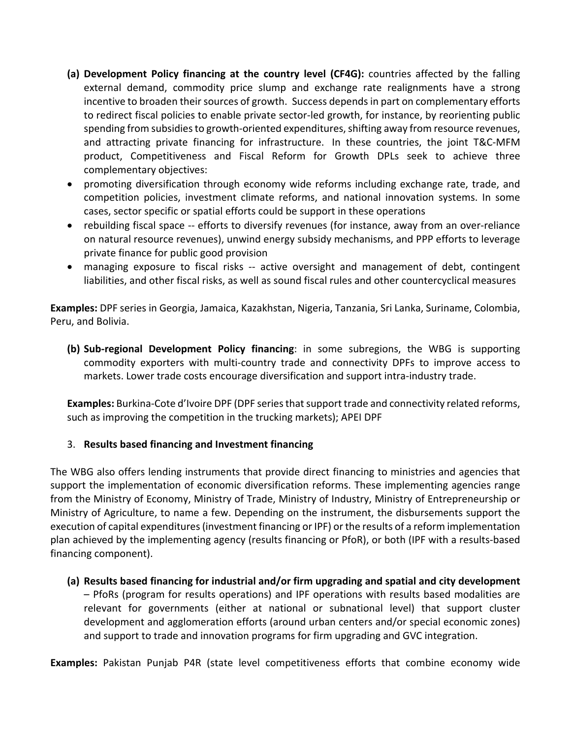**(a) Development Policy financing at the country level (CF4G):** countries affected by the falling external demand, commodity price slump and exchange rate realignments have a strong incentive to broaden their sources of growth. Success depends in part on complementary efforts to redirect fiscal policies to enable private sector-led growth, for instance, by reorienting public spending from subsidies to growth-oriented expenditures, shifting away from resource revenues, and attracting private financing for infrastructure. In these countries, the joint T&C-MFM product, Competitiveness and Fiscal Reform for Growth DPLs seek to achieve three complementary objectives:

- promoting diversification through economy wide reforms including exchange rate, trade, and competition policies, investment climate reforms, and national innovation systems. In some cases, sector specific or spatial efforts could be support in these operations
- rebuilding fiscal space -- efforts to diversify revenues (for instance, away from an over-reliance on natural resource revenues), unwind energy subsidy mechanisms, and PPP efforts to leverage private finance for public good provision
- managing exposure to fiscal risks -- active oversight and management of debt, contingent liabilities, and other fiscal risks, as well as sound fiscal rules and other countercyclical measures

**Examples:** DPF series in Georgia, Jamaica, Kazakhstan, Nigeria, Tanzania, Sri Lanka, Suriname, Colombia, Peru, and Bolivia.

**(b) Sub-regional Development Policy financing**: in some subregions, the WBG is supporting commodity exporters with multi-country trade and connectivity DPFs to improve access to markets. Lower trade costs encourage diversification and support intra-industry trade.

**Examples:** Burkina-Cote d'Ivoire DPF (DPF series that support trade and connectivity related reforms, such as improving the competition in the trucking markets); APEI DPF

3. **Results based financing and Investment financing**

The WBG also offers lending instruments that provide direct financing to ministries and agencies that support the implementation of economic diversification reforms. These implementing agencies range from the Ministry of Economy, Ministry of Trade, Ministry of Industry, Ministry of Entrepreneurship or Ministry of Agriculture, to name a few. Depending on the instrument, the disbursements support the execution of capital expenditures (investment financing or IPF) or the results of a reform implementation plan achieved by the implementing agency (results financing or PforR), or both (IPF with a results-based financing component).

**(a) Results based financing for industrial and/or firm upgrading and spatial and city development** – PfoRs (program for results operations) and IPF operations with results based modalities are relevant for governments (either at national or subnational level) that support cluster development and agglomeration efforts (around urban centers and/or special economic zones) and support to trade and innovation programs for firm upgrading and GVC integration.

**Examples:** Pakistan Punjab P4R (state level competitiveness efforts that combine economy wide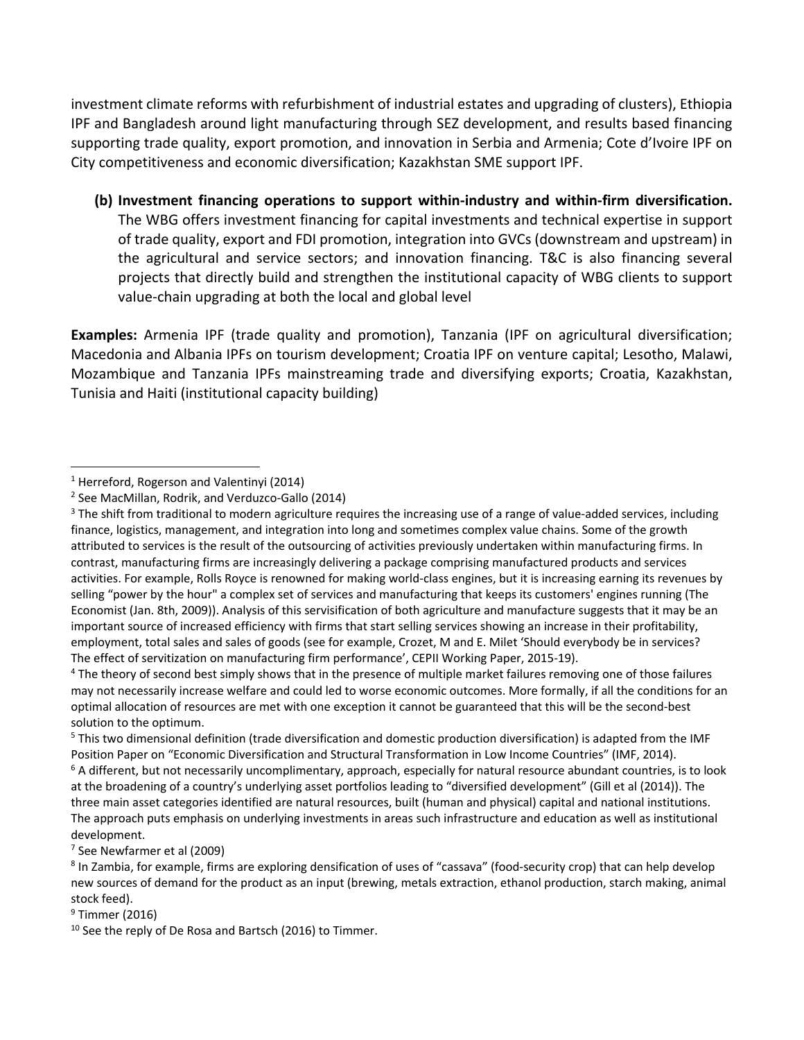investment climate reforms with refurbishment of industrial estates and upgrading of clusters), Ethiopia IPF and Bangladesh around light manufacturing through SEZ development, and results based financing supporting trade quality, export promotion, and innovation in Serbia and Armenia; Cote d'Ivoire IPF on City competitiveness and economic diversification; Kazakhstan SME support IPF.

**(b) Investment financing operations to support within-industry and within-firm diversification.** The WBG offers investment financing for capital investments and technical expertise in support of trade quality, export and FDI promotion, integration into GVCs (downstream and upstream) in the agricultural and service sectors; and innovation financing. T&C is also financing several projects that directly build and strengthen the institutional capacity of WBG clients to support value-chain upgrading at both the local and global level

**Examples:** Armenia IPF (trade quality and promotion), Tanzania (IPF on agricultural diversification; Macedonia and Albania IPFs on tourism development; Croatia IPF on venture capital; Lesotho, Malawi, Mozambique and Tanzania IPFs mainstreaming trade and diversifying exports; Croatia, Kazakhstan, Tunisia and Haiti (institutional capacity building)

---

[1] Herreford, Rogerson and Valentinyi (2014)

[2] See MacMillan, Rodrik, and Verduzco-Gallo (2014)

[3] The shift from traditional to modern agriculture requires the increasing use of a range of value-added services, including finance, logistics, management, and integration into long and sometimes complex value chains. Some of the growth attributed to services is the result of the outsourcing of activities previously undertaken within manufacturing firms. In contrast, manufacturing firms are increasingly delivering a package comprising manufactured products and services activities. For example, Rolls Royce is renowned for making world-class engines, but it is increasing earning its revenues by selling "power by the hour" a complex set of services and manufacturing that keeps its customers' engines running (The Economist (Jan. 8th, 2009)). Analysis of this servisification of both agriculture and manufacture suggests that it may be an important source of increased efficiency with firms that start selling services showing an increase in their profitability, employment, total sales and sales of goods (see for example, Crozet, M and E. Milet 'Should everybody be in services? The effect of servitization on manufacturing firm performance', CEPII Working Paper, 2015-19).

[4] The theory of second best simply shows that in the presence of multiple market failures removing one of those failures may not necessarily increase welfare and could led to worse economic outcomes. More formally, if all the conditions for an optimal allocation of resources are met with one exception it cannot be guaranteed that this will be the second-best solution to the optimum.

[5] This two dimensional definition (trade diversification and domestic production diversification) is adapted from the IMF Position Paper on "Economic Diversification and Structural Transformation in Low Income Countries" (IMF, 2014).

[6] A different, but not necessarily uncomplimentary, approach, especially for natural resource abundant countries, is to look at the broadening of a country's underlying asset portfolios leading to "diversified development" (Gill et al (2014)). The three main asset categories identified are natural resources, built (human and physical) capital and national institutions. The approach puts emphasis on underlying investments in areas such infrastructure and education as well as institutional development.

[7] See Newfarmer et al (2009)

[8] In Zambia, for example, firms are exploring densification of uses of "cassava" (food-security crop) that can help develop new sources of demand for the product as an input (brewing, metals extraction, ethanol production, starch making, animal stock feed).

[9] Timmer (2016)

[10] See the reply of De Rosa and Bartsch (2016) to Timmer.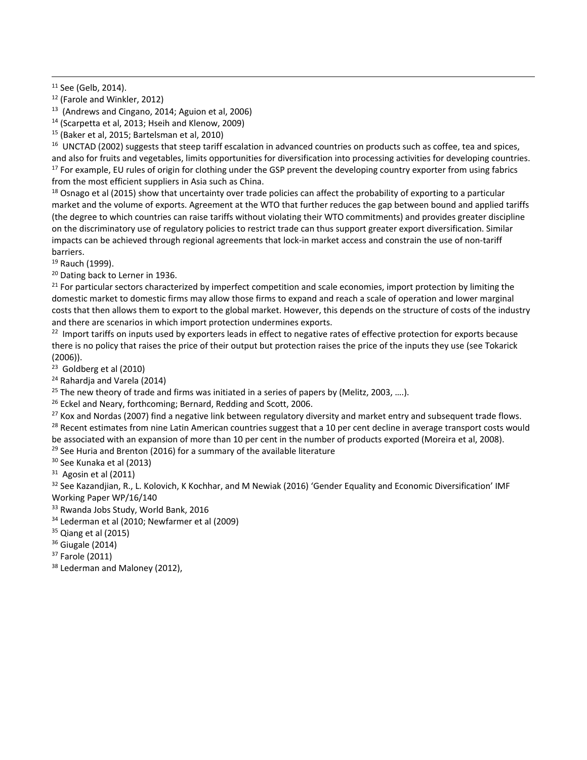[11] See (Gelb, 2014).

[12] (Farole and Winkler, 2012)

[13] (Andrews and Cingano, 2014; Aguion et al, 2006)

[14] (Scarpetta et al, 2013; Hseih and Klenow, 2009)

[15] (Baker et al, 2015; Bartelsman et al, 2010)

[16] UNCTAD (2002) suggests that steep tariff escalation in advanced countries on products such as coffee, tea and spices, and also for fruits and vegetables, limits opportunities for diversification into processing activities for developing countries.

[17] For example, EU rules of origin for clothing under the GSP prevent the developing country exporter from using fabrics from the most efficient suppliers in Asia such as China.

[18] Osnago et al (2015) show that uncertainty over trade policies can affect the probability of exporting to a particular market and the volume of exports. Agreement at the WTO that further reduces the gap between bound and applied tariffs (the degree to which countries can raise tariffs without violating their WTO commitments) and provides greater discipline on the discriminatory use of regulatory policies to restrict trade can thus support greater export diversification. Similar impacts can be achieved through regional agreements that lock-in market access and constrain the use of non-tariff barriers.

[19] Rauch (1999).

[20] Dating back to Lerner in 1936.

[21] For particular sectors characterized by imperfect competition and scale economies, import protection by limiting the domestic market to domestic firms may allow those firms to expand and reach a scale of operation and lower marginal costs that then allows them to export to the global market. However, this depends on the structure of costs of the industry and there are scenarios in which import protection undermines exports.

[22] Import tariffs on inputs used by exporters leads in effect to negative rates of effective protection for exports because there is no policy that raises the price of their output but protection raises the price of the inputs they use (see Tokarick (2006)).

[23] Goldberg et al (2010)

[24] Rahardja and Varela (2014)

[25] The new theory of trade and firms was initiated in a series of papers by (Melitz, 2003, ….).

[26] Eckel and Neary, forthcoming; Bernard, Redding and Scott, 2006.

[27] Kox and Nordas (2007) find a negative link between regulatory diversity and market entry and subsequent trade flows.

[28] Recent estimates from nine Latin American countries suggest that a 10 per cent decline in average transport costs would be associated with an expansion of more than 10 per cent in the number of products exported (Moreira et al, 2008).

[29] See Huria and Brenton (2016) for a summary of the available literature

[30] See Kunaka et al (2013)

[31] Agosin et al (2011)

[32] See Kazandjian, R., L. Kolovich, K Kochhar, and M Newiak (2016) 'Gender Equality and Economic Diversification' IMF Working Paper WP/16/140

[33] Rwanda Jobs Study, World Bank, 2016

[34] Lederman et al (2010; Newfarmer et al (2009)

[35] Qiang et al (2015)

[36] Giugale (2014)

[37] Farole (2011)

[38] Lederman and Maloney (2012),